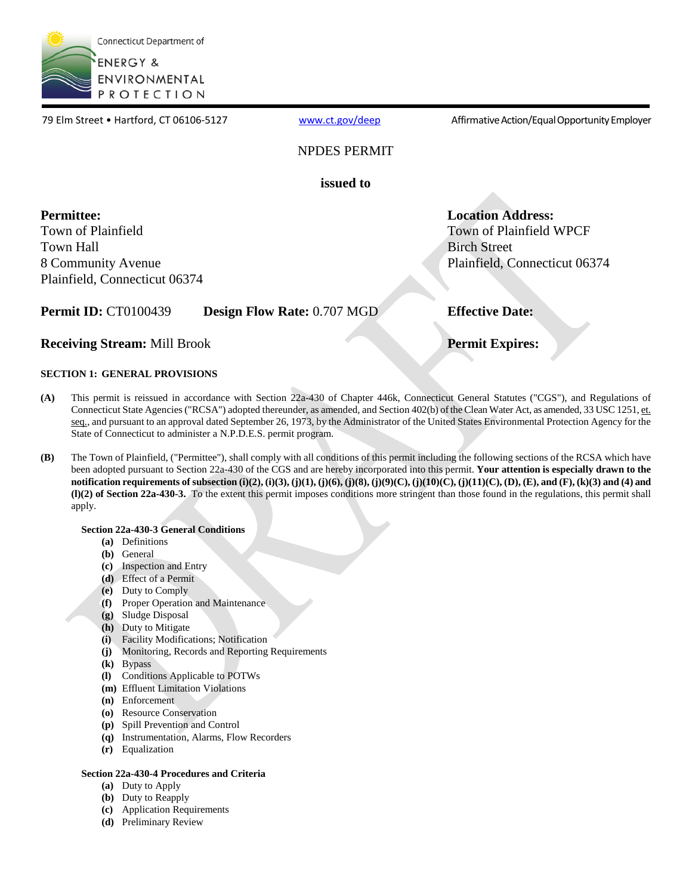Connecticut Department of ENERGY & ENVIRONMENTAL PROTECTION

79 Elm Street • Hartford, CT 06106-5127    www.ct.gov/deep    Affirmative Action/Equal Opportunity Employer

# NPDES PERMIT

**issued to**

**Permittee:**
Town of Plainfield
Town Hall
8 Community Avenue
Plainfield, Connecticut 06374

**Location Address:**
Town of Plainfield WPCF
Birch Street
Plainfield, Connecticut 06374

**Permit ID:** CT0100439    **Design Flow Rate:** 0.707 MGD    **Effective Date:**

**Receiving Stream:** Mill Brook    **Permit Expires:**

## SECTION 1: GENERAL PROVISIONS

**(A)** This permit is reissued in accordance with Section 22a-430 of Chapter 446k, Connecticut General Statutes ("CGS"), and Regulations of Connecticut State Agencies ("RCSA") adopted thereunder, as amended, and Section 402(b) of the Clean Water Act, as amended, 33 USC 1251, et. seq., and pursuant to an approval dated September 26, 1973, by the Administrator of the United States Environmental Protection Agency for the State of Connecticut to administer a N.P.D.E.S. permit program.

**(B)** The Town of Plainfield, ("Permittee"), shall comply with all conditions of this permit including the following sections of the RCSA which have been adopted pursuant to Section 22a-430 of the CGS and are hereby incorporated into this permit. **Your attention is especially drawn to the notification requirements of subsection (i)(2), (i)(3), (j)(1), (j)(6), (j)(8), (j)(9)(C), (j)(10)(C), (j)(11)(C), (D), (E), and (F), (k)(3) and (4) and (l)(2) of Section 22a-430-3.** To the extent this permit imposes conditions more stringent than those found in the regulations, this permit shall apply.

**Section 22a-430-3 General Conditions**

- **(a)** Definitions
- **(b)** General
- **(c)** Inspection and Entry
- **(d)** Effect of a Permit
- **(e)** Duty to Comply
- **(f)** Proper Operation and Maintenance
- **(g)** Sludge Disposal
- **(h)** Duty to Mitigate
- **(i)** Facility Modifications; Notification
- **(j)** Monitoring, Records and Reporting Requirements
- **(k)** Bypass
- **(l)** Conditions Applicable to POTWs
- **(m)** Effluent Limitation Violations
- **(n)** Enforcement
- **(o)** Resource Conservation
- **(p)** Spill Prevention and Control
- **(q)** Instrumentation, Alarms, Flow Recorders
- **(r)** Equalization

**Section 22a-430-4 Procedures and Criteria**

- **(a)** Duty to Apply
- **(b)** Duty to Reapply
- **(c)** Application Requirements
- **(d)** Preliminary Review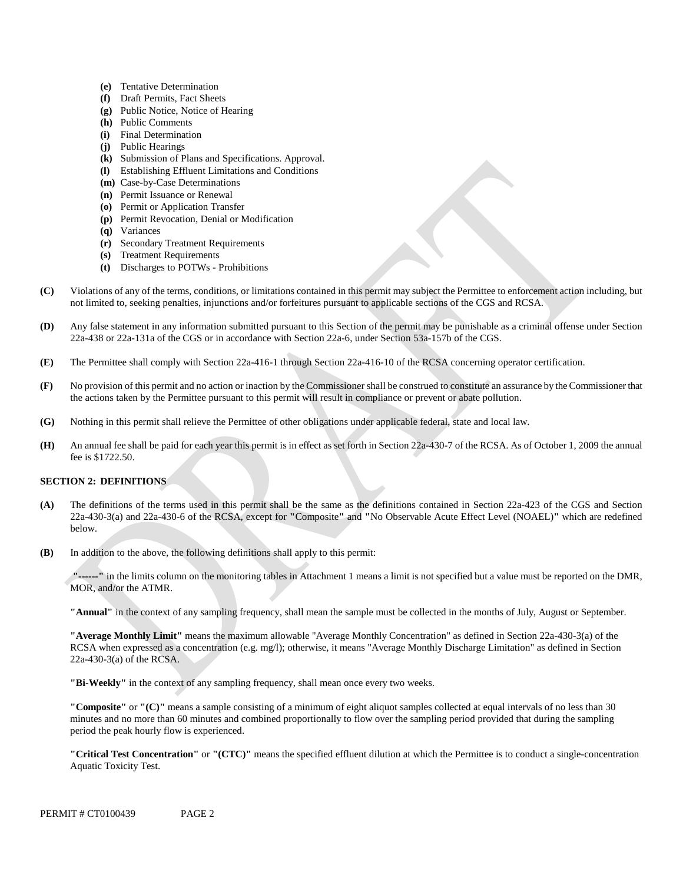- **(e)** Tentative Determination
- **(f)** Draft Permits, Fact Sheets
- **(g)** Public Notice, Notice of Hearing
- **(h)** Public Comments
- **(i)** Final Determination
- **(j)** Public Hearings
- **(k)** Submission of Plans and Specifications. Approval.
- **(l)** Establishing Effluent Limitations and Conditions
- **(m)** Case-by-Case Determinations
- **(n)** Permit Issuance or Renewal
- **(o)** Permit or Application Transfer
- **(p)** Permit Revocation, Denial or Modification
- **(q)** Variances
- **(r)** Secondary Treatment Requirements
- **(s)** Treatment Requirements
- **(t)** Discharges to POTWs - Prohibitions

**(C)** Violations of any of the terms, conditions, or limitations contained in this permit may subject the Permittee to enforcement action including, but not limited to, seeking penalties, injunctions and/or forfeitures pursuant to applicable sections of the CGS and RCSA.

**(D)** Any false statement in any information submitted pursuant to this Section of the permit may be punishable as a criminal offense under Section 22a-438 or 22a-131a of the CGS or in accordance with Section 22a-6, under Section 53a-157b of the CGS.

**(E)** The Permittee shall comply with Section 22a-416-1 through Section 22a-416-10 of the RCSA concerning operator certification.

**(F)** No provision of this permit and no action or inaction by the Commissioner shall be construed to constitute an assurance by the Commissioner that the actions taken by the Permittee pursuant to this permit will result in compliance or prevent or abate pollution.

**(G)** Nothing in this permit shall relieve the Permittee of other obligations under applicable federal, state and local law.

**(H)** An annual fee shall be paid for each year this permit is in effect as set forth in Section 22a-430-7 of the RCSA. As of October 1, 2009 the annual fee is $1722.50.

**SECTION 2: DEFINITIONS**

**(A)** The definitions of the terms used in this permit shall be the same as the definitions contained in Section 22a-423 of the CGS and Section 22a-430-3(a) and 22a-430-6 of the RCSA, except for **"**Composite**"** and **"**No Observable Acute Effect Level (NOAEL)**"** which are redefined below.

**(B)** In addition to the above, the following definitions shall apply to this permit:

**"------"** in the limits column on the monitoring tables in Attachment 1 means a limit is not specified but a value must be reported on the DMR, MOR, and/or the ATMR.

**"Annual"** in the context of any sampling frequency, shall mean the sample must be collected in the months of July, August or September.

**"Average Monthly Limit"** means the maximum allowable "Average Monthly Concentration" as defined in Section 22a-430-3(a) of the RCSA when expressed as a concentration (e.g. mg/l); otherwise, it means "Average Monthly Discharge Limitation" as defined in Section 22a-430-3(a) of the RCSA.

**"Bi-Weekly"** in the context of any sampling frequency, shall mean once every two weeks.

**"Composite"** or **"(C)"** means a sample consisting of a minimum of eight aliquot samples collected at equal intervals of no less than 30 minutes and no more than 60 minutes and combined proportionally to flow over the sampling period provided that during the sampling period the peak hourly flow is experienced.

**"Critical Test Concentration"** or **"(CTC)"** means the specified effluent dilution at which the Permittee is to conduct a single-concentration Aquatic Toxicity Test.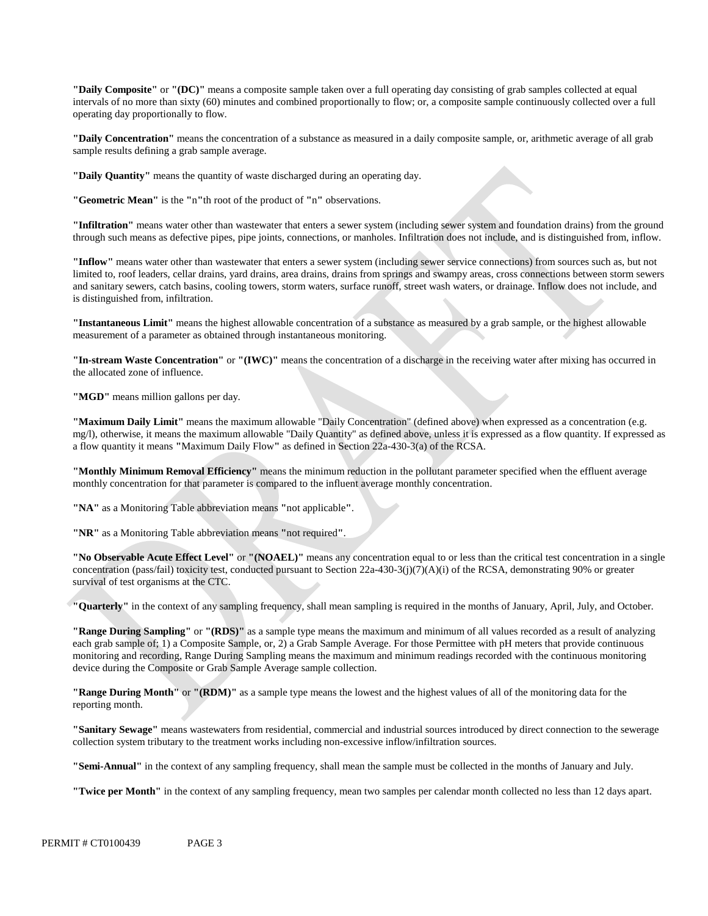**"Daily Composite"** or **"(DC)"** means a composite sample taken over a full operating day consisting of grab samples collected at equal intervals of no more than sixty (60) minutes and combined proportionally to flow; or, a composite sample continuously collected over a full operating day proportionally to flow.

**"Daily Concentration"** means the concentration of a substance as measured in a daily composite sample, or, arithmetic average of all grab sample results defining a grab sample average.

**"Daily Quantity"** means the quantity of waste discharged during an operating day.

**"Geometric Mean"** is the **"n"**th root of the product of **"n"** observations.

**"Infiltration"** means water other than wastewater that enters a sewer system (including sewer system and foundation drains) from the ground through such means as defective pipes, pipe joints, connections, or manholes. Infiltration does not include, and is distinguished from, inflow.

**"Inflow"** means water other than wastewater that enters a sewer system (including sewer service connections) from sources such as, but not limited to, roof leaders, cellar drains, yard drains, area drains, drains from springs and swampy areas, cross connections between storm sewers and sanitary sewers, catch basins, cooling towers, storm waters, surface runoff, street wash waters, or drainage. Inflow does not include, and is distinguished from, infiltration.

**"Instantaneous Limit"** means the highest allowable concentration of a substance as measured by a grab sample, or the highest allowable measurement of a parameter as obtained through instantaneous monitoring.

**"In-stream Waste Concentration"** or **"(IWC)"** means the concentration of a discharge in the receiving water after mixing has occurred in the allocated zone of influence.

**"MGD"** means million gallons per day.

**"Maximum Daily Limit"** means the maximum allowable "Daily Concentration" (defined above) when expressed as a concentration (e.g. mg/l), otherwise, it means the maximum allowable "Daily Quantity" as defined above, unless it is expressed as a flow quantity. If expressed as a flow quantity it means **"**Maximum Daily Flow**"** as defined in Section 22a-430-3(a) of the RCSA.

**"Monthly Minimum Removal Efficiency"** means the minimum reduction in the pollutant parameter specified when the effluent average monthly concentration for that parameter is compared to the influent average monthly concentration.

**"NA"** as a Monitoring Table abbreviation means **"**not applicable**"**.

**"NR"** as a Monitoring Table abbreviation means **"**not required**"**.

**"No Observable Acute Effect Level"** or **"(NOAEL)"** means any concentration equal to or less than the critical test concentration in a single concentration (pass/fail) toxicity test, conducted pursuant to Section 22a-430-3(j)(7)(A)(i) of the RCSA, demonstrating 90% or greater survival of test organisms at the CTC.

**"Quarterly"** in the context of any sampling frequency, shall mean sampling is required in the months of January, April, July, and October.

**"Range During Sampling"** or **"(RDS)"** as a sample type means the maximum and minimum of all values recorded as a result of analyzing each grab sample of; 1) a Composite Sample, or, 2) a Grab Sample Average. For those Permittee with pH meters that provide continuous monitoring and recording, Range During Sampling means the maximum and minimum readings recorded with the continuous monitoring device during the Composite or Grab Sample Average sample collection.

**"Range During Month"** or **"(RDM)"** as a sample type means the lowest and the highest values of all of the monitoring data for the reporting month.

**"Sanitary Sewage"** means wastewaters from residential, commercial and industrial sources introduced by direct connection to the sewerage collection system tributary to the treatment works including non-excessive inflow/infiltration sources.

**"Semi-Annual"** in the context of any sampling frequency, shall mean the sample must be collected in the months of January and July.

**"Twice per Month"** in the context of any sampling frequency, mean two samples per calendar month collected no less than 12 days apart.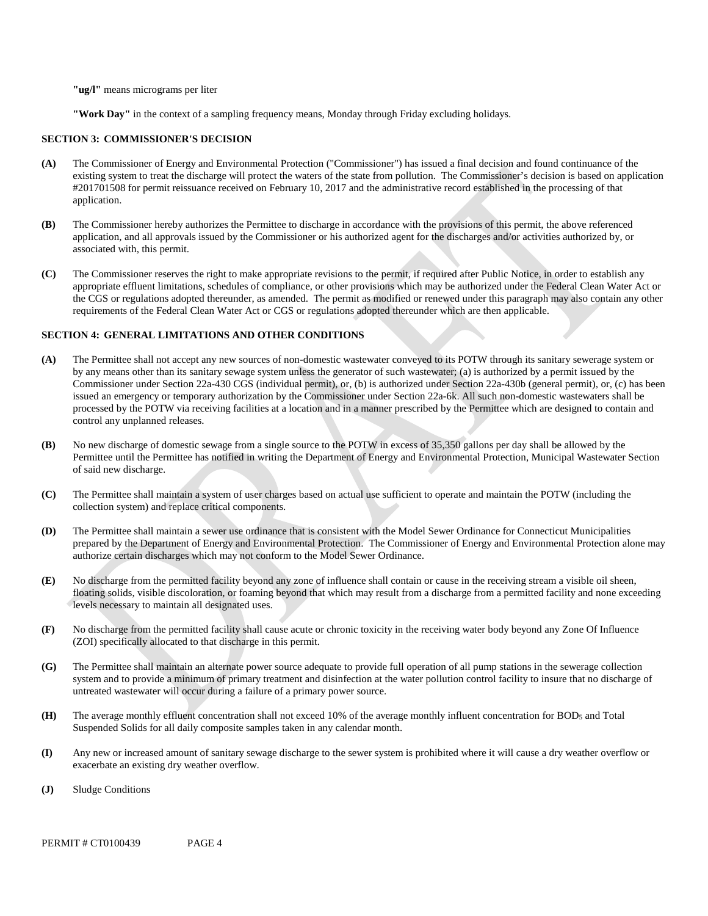**"ug/l"** means micrograms per liter

**"Work Day"** in the context of a sampling frequency means, Monday through Friday excluding holidays.

## SECTION 3: COMMISSIONER'S DECISION

**(A)** The Commissioner of Energy and Environmental Protection ("Commissioner") has issued a final decision and found continuance of the existing system to treat the discharge will protect the waters of the state from pollution. The Commissioner's decision is based on application #201701508 for permit reissuance received on February 10, 2017 and the administrative record established in the processing of that application.

**(B)** The Commissioner hereby authorizes the Permittee to discharge in accordance with the provisions of this permit, the above referenced application, and all approvals issued by the Commissioner or his authorized agent for the discharges and/or activities authorized by, or associated with, this permit.

**(C)** The Commissioner reserves the right to make appropriate revisions to the permit, if required after Public Notice, in order to establish any appropriate effluent limitations, schedules of compliance, or other provisions which may be authorized under the Federal Clean Water Act or the CGS or regulations adopted thereunder, as amended. The permit as modified or renewed under this paragraph may also contain any other requirements of the Federal Clean Water Act or CGS or regulations adopted thereunder which are then applicable.

## SECTION 4: GENERAL LIMITATIONS AND OTHER CONDITIONS

**(A)** The Permittee shall not accept any new sources of non-domestic wastewater conveyed to its POTW through its sanitary sewerage system or by any means other than its sanitary sewage system unless the generator of such wastewater; (a) is authorized by a permit issued by the Commissioner under Section 22a-430 CGS (individual permit), or, (b) is authorized under Section 22a-430b (general permit), or, (c) has been issued an emergency or temporary authorization by the Commissioner under Section 22a-6k. All such non-domestic wastewaters shall be processed by the POTW via receiving facilities at a location and in a manner prescribed by the Permittee which are designed to contain and control any unplanned releases.

**(B)** No new discharge of domestic sewage from a single source to the POTW in excess of 35,350 gallons per day shall be allowed by the Permittee until the Permittee has notified in writing the Department of Energy and Environmental Protection, Municipal Wastewater Section of said new discharge.

**(C)** The Permittee shall maintain a system of user charges based on actual use sufficient to operate and maintain the POTW (including the collection system) and replace critical components.

**(D)** The Permittee shall maintain a sewer use ordinance that is consistent with the Model Sewer Ordinance for Connecticut Municipalities prepared by the Department of Energy and Environmental Protection. The Commissioner of Energy and Environmental Protection alone may authorize certain discharges which may not conform to the Model Sewer Ordinance.

**(E)** No discharge from the permitted facility beyond any zone of influence shall contain or cause in the receiving stream a visible oil sheen, floating solids, visible discoloration, or foaming beyond that which may result from a discharge from a permitted facility and none exceeding levels necessary to maintain all designated uses.

**(F)** No discharge from the permitted facility shall cause acute or chronic toxicity in the receiving water body beyond any Zone Of Influence (ZOI) specifically allocated to that discharge in this permit.

**(G)** The Permittee shall maintain an alternate power source adequate to provide full operation of all pump stations in the sewerage collection system and to provide a minimum of primary treatment and disinfection at the water pollution control facility to insure that no discharge of untreated wastewater will occur during a failure of a primary power source.

**(H)** The average monthly effluent concentration shall not exceed 10% of the average monthly influent concentration for $BOD_5$ and Total Suspended Solids for all daily composite samples taken in any calendar month.

**(I)** Any new or increased amount of sanitary sewage discharge to the sewer system is prohibited where it will cause a dry weather overflow or exacerbate an existing dry weather overflow.

**(J)** Sludge Conditions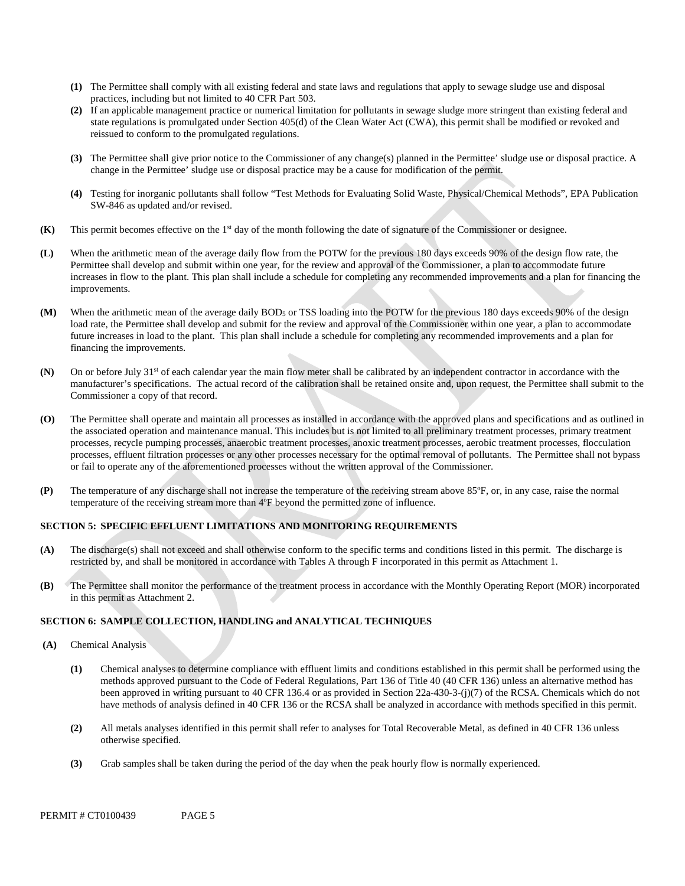**(1)** The Permittee shall comply with all existing federal and state laws and regulations that apply to sewage sludge use and disposal practices, including but not limited to 40 CFR Part 503.

**(2)** If an applicable management practice or numerical limitation for pollutants in sewage sludge more stringent than existing federal and state regulations is promulgated under Section 405(d) of the Clean Water Act (CWA), this permit shall be modified or revoked and reissued to conform to the promulgated regulations.

**(3)** The Permittee shall give prior notice to the Commissioner of any change(s) planned in the Permittee' sludge use or disposal practice. A change in the Permittee' sludge use or disposal practice may be a cause for modification of the permit.

**(4)** Testing for inorganic pollutants shall follow "Test Methods for Evaluating Solid Waste, Physical/Chemical Methods", EPA Publication SW-846 as updated and/or revised.

**(K)** This permit becomes effective on the 1st day of the month following the date of signature of the Commissioner or designee.

**(L)** When the arithmetic mean of the average daily flow from the POTW for the previous 180 days exceeds 90% of the design flow rate, the Permittee shall develop and submit within one year, for the review and approval of the Commissioner, a plan to accommodate future increases in flow to the plant. This plan shall include a schedule for completing any recommended improvements and a plan for financing the improvements.

**(M)** When the arithmetic mean of the average daily $BOD_5$ or TSS loading into the POTW for the previous 180 days exceeds 90% of the design load rate, the Permittee shall develop and submit for the review and approval of the Commissioner within one year, a plan to accommodate future increases in load to the plant. This plan shall include a schedule for completing any recommended improvements and a plan for financing the improvements.

**(N)** On or before July 31st of each calendar year the main flow meter shall be calibrated by an independent contractor in accordance with the manufacturer's specifications. The actual record of the calibration shall be retained onsite and, upon request, the Permittee shall submit to the Commissioner a copy of that record.

**(O)** The Permittee shall operate and maintain all processes as installed in accordance with the approved plans and specifications and as outlined in the associated operation and maintenance manual. This includes but is not limited to all preliminary treatment processes, primary treatment processes, recycle pumping processes, anaerobic treatment processes, anoxic treatment processes, aerobic treatment processes, flocculation processes, effluent filtration processes or any other processes necessary for the optimal removal of pollutants. The Permittee shall not bypass or fail to operate any of the aforementioned processes without the written approval of the Commissioner.

**(P)** The temperature of any discharge shall not increase the temperature of the receiving stream above 85ºF, or, in any case, raise the normal temperature of the receiving stream more than 4ºF beyond the permitted zone of influence.

## SECTION 5: SPECIFIC EFFLUENT LIMITATIONS AND MONITORING REQUIREMENTS

**(A)** The discharge(s) shall not exceed and shall otherwise conform to the specific terms and conditions listed in this permit. The discharge is restricted by, and shall be monitored in accordance with Tables A through F incorporated in this permit as Attachment 1.

**(B)** The Permittee shall monitor the performance of the treatment process in accordance with the Monthly Operating Report (MOR) incorporated in this permit as Attachment 2.

## SECTION 6: SAMPLE COLLECTION, HANDLING and ANALYTICAL TECHNIQUES

**(A)** Chemical Analysis

**(1)** Chemical analyses to determine compliance with effluent limits and conditions established in this permit shall be performed using the methods approved pursuant to the Code of Federal Regulations, Part 136 of Title 40 (40 CFR 136) unless an alternative method has been approved in writing pursuant to 40 CFR 136.4 or as provided in Section 22a-430-3-(j)(7) of the RCSA. Chemicals which do not have methods of analysis defined in 40 CFR 136 or the RCSA shall be analyzed in accordance with methods specified in this permit.

**(2)** All metals analyses identified in this permit shall refer to analyses for Total Recoverable Metal, as defined in 40 CFR 136 unless otherwise specified.

**(3)** Grab samples shall be taken during the period of the day when the peak hourly flow is normally experienced.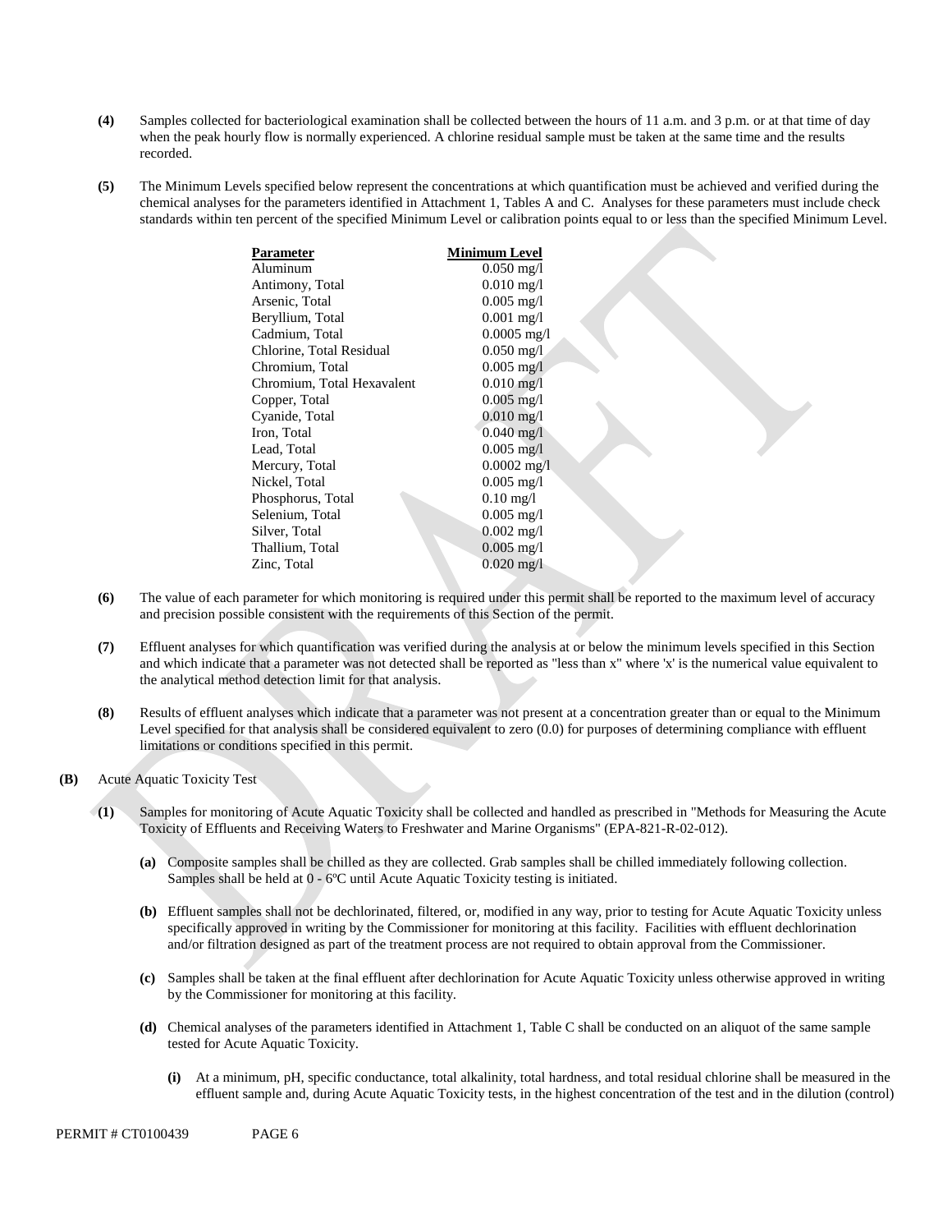**(4)** Samples collected for bacteriological examination shall be collected between the hours of 11 a.m. and 3 p.m. or at that time of day when the peak hourly flow is normally experienced. A chlorine residual sample must be taken at the same time and the results recorded.

**(5)** The Minimum Levels specified below represent the concentrations at which quantification must be achieved and verified during the chemical analyses for the parameters identified in Attachment 1, Tables A and C. Analyses for these parameters must include check standards within ten percent of the specified Minimum Level or calibration points equal to or less than the specified Minimum Level.

| Parameter | Minimum Level |
|---|---|
| Aluminum | 0.050 mg/l |
| Antimony, Total | 0.010 mg/l |
| Arsenic, Total | 0.005 mg/l |
| Beryllium, Total | 0.001 mg/l |
| Cadmium, Total | 0.0005 mg/l |
| Chlorine, Total Residual | 0.050 mg/l |
| Chromium, Total | 0.005 mg/l |
| Chromium, Total Hexavalent | 0.010 mg/l |
| Copper, Total | 0.005 mg/l |
| Cyanide, Total | 0.010 mg/l |
| Iron, Total | 0.040 mg/l |
| Lead, Total | 0.005 mg/l |
| Mercury, Total | 0.0002 mg/l |
| Nickel, Total | 0.005 mg/l |
| Phosphorus, Total | 0.10 mg/l |
| Selenium, Total | 0.005 mg/l |
| Silver, Total | 0.002 mg/l |
| Thallium, Total | 0.005 mg/l |
| Zinc, Total | 0.020 mg/l |

**(6)** The value of each parameter for which monitoring is required under this permit shall be reported to the maximum level of accuracy and precision possible consistent with the requirements of this Section of the permit.

**(7)** Effluent analyses for which quantification was verified during the analysis at or below the minimum levels specified in this Section and which indicate that a parameter was not detected shall be reported as "less than x" where 'x' is the numerical value equivalent to the analytical method detection limit for that analysis.

**(8)** Results of effluent analyses which indicate that a parameter was not present at a concentration greater than or equal to the Minimum Level specified for that analysis shall be considered equivalent to zero (0.0) for purposes of determining compliance with effluent limitations or conditions specified in this permit.

**(B)** Acute Aquatic Toxicity Test

**(1)** Samples for monitoring of Acute Aquatic Toxicity shall be collected and handled as prescribed in "Methods for Measuring the Acute Toxicity of Effluents and Receiving Waters to Freshwater and Marine Organisms" (EPA-821-R-02-012).

**(a)** Composite samples shall be chilled as they are collected. Grab samples shall be chilled immediately following collection. Samples shall be held at 0 - 6ºC until Acute Aquatic Toxicity testing is initiated.

**(b)** Effluent samples shall not be dechlorinated, filtered, or, modified in any way, prior to testing for Acute Aquatic Toxicity unless specifically approved in writing by the Commissioner for monitoring at this facility. Facilities with effluent dechlorination and/or filtration designed as part of the treatment process are not required to obtain approval from the Commissioner.

**(c)** Samples shall be taken at the final effluent after dechlorination for Acute Aquatic Toxicity unless otherwise approved in writing by the Commissioner for monitoring at this facility.

**(d)** Chemical analyses of the parameters identified in Attachment 1, Table C shall be conducted on an aliquot of the same sample tested for Acute Aquatic Toxicity.

**(i)** At a minimum, pH, specific conductance, total alkalinity, total hardness, and total residual chlorine shall be measured in the effluent sample and, during Acute Aquatic Toxicity tests, in the highest concentration of the test and in the dilution (control)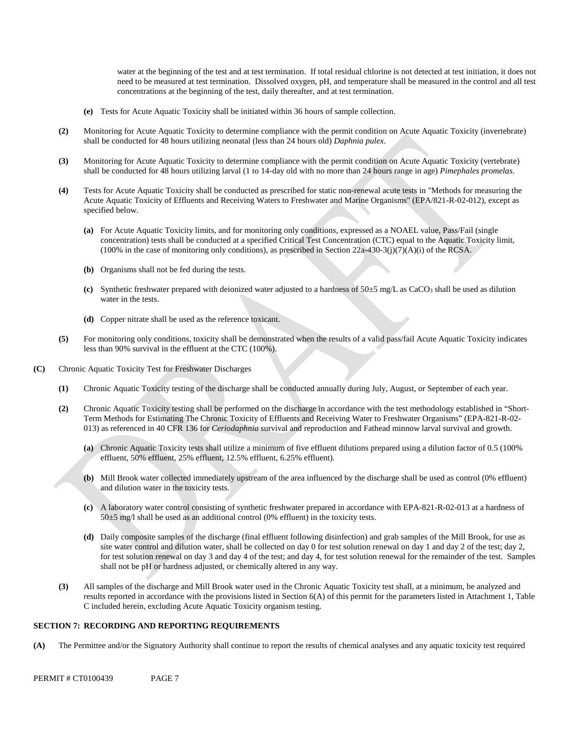water at the beginning of the test and at test termination. If total residual chlorine is not detected at test initiation, it does not need to be measured at test termination. Dissolved oxygen, pH, and temperature shall be measured in the control and all test concentrations at the beginning of the test, daily thereafter, and at test termination.

**(e)** Tests for Acute Aquatic Toxicity shall be initiated within 36 hours of sample collection.

**(2)** Monitoring for Acute Aquatic Toxicity to determine compliance with the permit condition on Acute Aquatic Toxicity (invertebrate) shall be conducted for 48 hours utilizing neonatal (less than 24 hours old) *Daphnia pulex*.

**(3)** Monitoring for Acute Aquatic Toxicity to determine compliance with the permit condition on Acute Aquatic Toxicity (vertebrate) shall be conducted for 48 hours utilizing larval (1 to 14-day old with no more than 24 hours range in age) *Pimephales promelas*.

**(4)** Tests for Acute Aquatic Toxicity shall be conducted as prescribed for static non-renewal acute tests in "Methods for measuring the Acute Aquatic Toxicity of Effluents and Receiving Waters to Freshwater and Marine Organisms" (EPA/821-R-02-012), except as specified below.

**(a)** For Acute Aquatic Toxicity limits, and for monitoring only conditions, expressed as a NOAEL value, Pass/Fail (single concentration) tests shall be conducted at a specified Critical Test Concentration (CTC) equal to the Aquatic Toxicity limit, (100% in the case of monitoring only conditions), as prescribed in Section 22a-430-3(j)(7)(A)(i) of the RCSA.

**(b)** Organisms shall not be fed during the tests.

**(c)** Synthetic freshwater prepared with deionized water adjusted to a hardness of 50±5 mg/L as $CaCO_3$ shall be used as dilution water in the tests.

**(d)** Copper nitrate shall be used as the reference toxicant.

**(5)** For monitoring only conditions, toxicity shall be demonstrated when the results of a valid pass/fail Acute Aquatic Toxicity indicates less than 90% survival in the effluent at the CTC (100%).

**(C)** Chronic Aquatic Toxicity Test for Freshwater Discharges

**(1)** Chronic Aquatic Toxicity testing of the discharge shall be conducted annually during July, August, or September of each year.

**(2)** Chronic Aquatic Toxicity testing shall be performed on the discharge in accordance with the test methodology established in "Short-Term Methods for Estimating The Chronic Toxicity of Effluents and Receiving Water to Freshwater Organisms" (EPA-821-R-02-013) as referenced in 40 CFR 136 for *Ceriodaphnia* survival and reproduction and Fathead minnow larval survival and growth.

**(a)** Chronic Aquatic Toxicity tests shall utilize a minimum of five effluent dilutions prepared using a dilution factor of 0.5 (100% effluent, 50% effluent, 25% effluent, 12.5% effluent, 6.25% effluent).

**(b)** Mill Brook water collected immediately upstream of the area influenced by the discharge shall be used as control (0% effluent) and dilution water in the toxicity tests.

**(c)** A laboratory water control consisting of synthetic freshwater prepared in accordance with EPA-821-R-02-013 at a hardness of 50±5 mg/l shall be used as an additional control (0% effluent) in the toxicity tests.

**(d)** Daily composite samples of the discharge (final effluent following disinfection) and grab samples of the Mill Brook, for use as site water control and dilution water, shall be collected on day 0 for test solution renewal on day 1 and day 2 of the test; day 2, for test solution renewal on day 3 and day 4 of the test; and day 4, for test solution renewal for the remainder of the test. Samples shall not be pH or hardness adjusted, or chemically altered in any way.

**(3)** All samples of the discharge and Mill Brook water used in the Chronic Aquatic Toxicity test shall, at a minimum, be analyzed and results reported in accordance with the provisions listed in Section 6(A) of this permit for the parameters listed in Attachment 1, Table C included herein, excluding Acute Aquatic Toxicity organism testing.

## SECTION 7: RECORDING AND REPORTING REQUIREMENTS

**(A)** The Permittee and/or the Signatory Authority shall continue to report the results of chemical analyses and any aquatic toxicity test required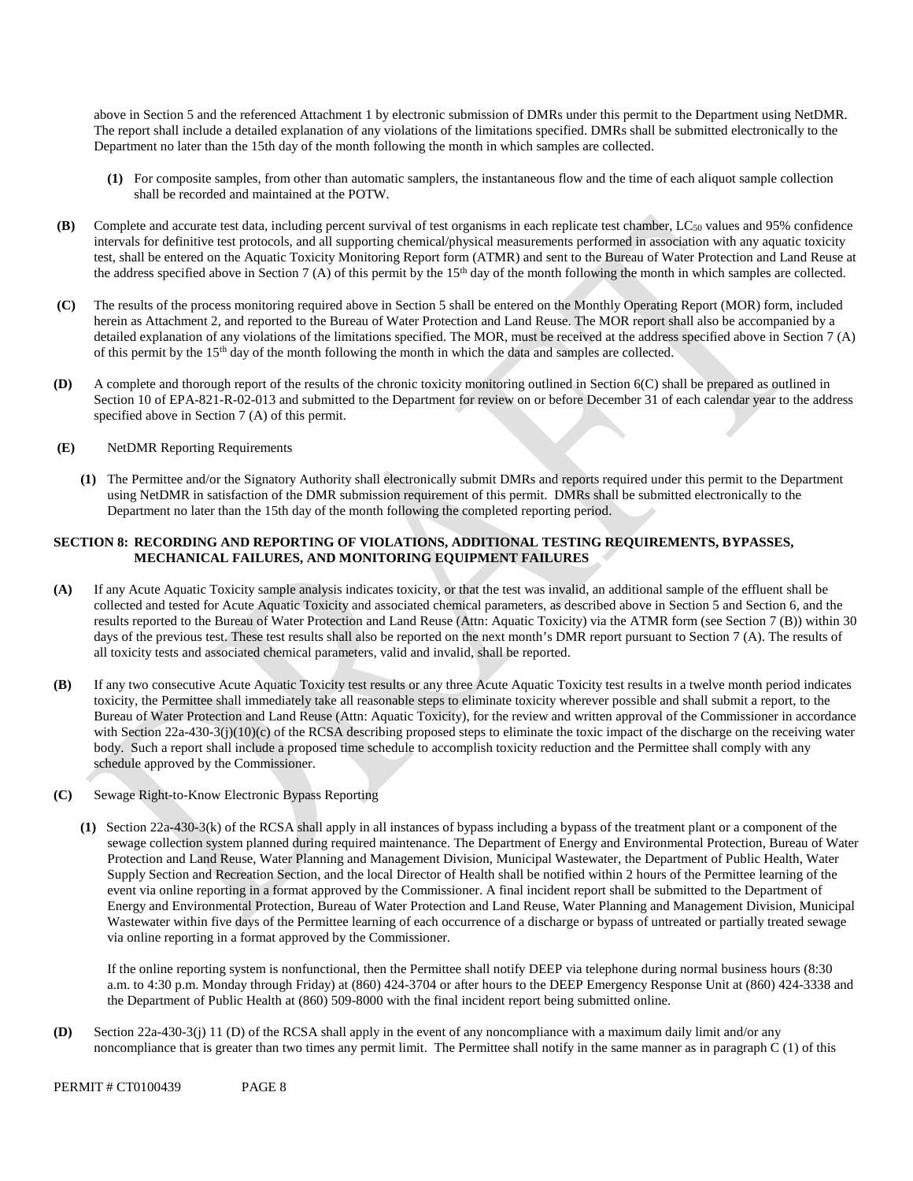above in Section 5 and the referenced Attachment 1 by electronic submission of DMRs under this permit to the Department using NetDMR. The report shall include a detailed explanation of any violations of the limitations specified. DMRs shall be submitted electronically to the Department no later than the 15th day of the month following the month in which samples are collected.

**(1)** For composite samples, from other than automatic samplers, the instantaneous flow and the time of each aliquot sample collection shall be recorded and maintained at the POTW.

**(B)** Complete and accurate test data, including percent survival of test organisms in each replicate test chamber, $LC_{50}$ values and 95% confidence intervals for definitive test protocols, and all supporting chemical/physical measurements performed in association with any aquatic toxicity test, shall be entered on the Aquatic Toxicity Monitoring Report form (ATMR) and sent to the Bureau of Water Protection and Land Reuse at the address specified above in Section 7 (A) of this permit by the 15th day of the month following the month in which samples are collected.

**(C)** The results of the process monitoring required above in Section 5 shall be entered on the Monthly Operating Report (MOR) form, included herein as Attachment 2, and reported to the Bureau of Water Protection and Land Reuse. The MOR report shall also be accompanied by a detailed explanation of any violations of the limitations specified. The MOR, must be received at the address specified above in Section 7 (A) of this permit by the 15th day of the month following the month in which the data and samples are collected.

**(D)** A complete and thorough report of the results of the chronic toxicity monitoring outlined in Section 6(C) shall be prepared as outlined in Section 10 of EPA-821-R-02-013 and submitted to the Department for review on or before December 31 of each calendar year to the address specified above in Section 7 (A) of this permit.

**(E)** NetDMR Reporting Requirements

**(1)** The Permittee and/or the Signatory Authority shall electronically submit DMRs and reports required under this permit to the Department using NetDMR in satisfaction of the DMR submission requirement of this permit. DMRs shall be submitted electronically to the Department no later than the 15th day of the month following the completed reporting period.

## SECTION 8: RECORDING AND REPORTING OF VIOLATIONS, ADDITIONAL TESTING REQUIREMENTS, BYPASSES, MECHANICAL FAILURES, AND MONITORING EQUIPMENT FAILURES

**(A)** If any Acute Aquatic Toxicity sample analysis indicates toxicity, or that the test was invalid, an additional sample of the effluent shall be collected and tested for Acute Aquatic Toxicity and associated chemical parameters, as described above in Section 5 and Section 6, and the results reported to the Bureau of Water Protection and Land Reuse (Attn: Aquatic Toxicity) via the ATMR form (see Section 7 (B)) within 30 days of the previous test. These test results shall also be reported on the next month's DMR report pursuant to Section 7 (A). The results of all toxicity tests and associated chemical parameters, valid and invalid, shall be reported.

**(B)** If any two consecutive Acute Aquatic Toxicity test results or any three Acute Aquatic Toxicity test results in a twelve month period indicates toxicity, the Permittee shall immediately take all reasonable steps to eliminate toxicity wherever possible and shall submit a report, to the Bureau of Water Protection and Land Reuse (Attn: Aquatic Toxicity), for the review and written approval of the Commissioner in accordance with Section 22a-430-3(j)(10)(c) of the RCSA describing proposed steps to eliminate the toxic impact of the discharge on the receiving water body. Such a report shall include a proposed time schedule to accomplish toxicity reduction and the Permittee shall comply with any schedule approved by the Commissioner.

**(C)** Sewage Right-to-Know Electronic Bypass Reporting

**(1)** Section 22a-430-3(k) of the RCSA shall apply in all instances of bypass including a bypass of the treatment plant or a component of the sewage collection system planned during required maintenance. The Department of Energy and Environmental Protection, Bureau of Water Protection and Land Reuse, Water Planning and Management Division, Municipal Wastewater, the Department of Public Health, Water Supply Section and Recreation Section, and the local Director of Health shall be notified within 2 hours of the Permittee learning of the event via online reporting in a format approved by the Commissioner. A final incident report shall be submitted to the Department of Energy and Environmental Protection, Bureau of Water Protection and Land Reuse, Water Planning and Management Division, Municipal Wastewater within five days of the Permittee learning of each occurrence of a discharge or bypass of untreated or partially treated sewage via online reporting in a format approved by the Commissioner.

If the online reporting system is nonfunctional, then the Permittee shall notify DEEP via telephone during normal business hours (8:30 a.m. to 4:30 p.m. Monday through Friday) at (860) 424-3704 or after hours to the DEEP Emergency Response Unit at (860) 424-3338 and the Department of Public Health at (860) 509-8000 with the final incident report being submitted online.

**(D)** Section 22a-430-3(j) 11 (D) of the RCSA shall apply in the event of any noncompliance with a maximum daily limit and/or any noncompliance that is greater than two times any permit limit. The Permittee shall notify in the same manner as in paragraph C (1) of this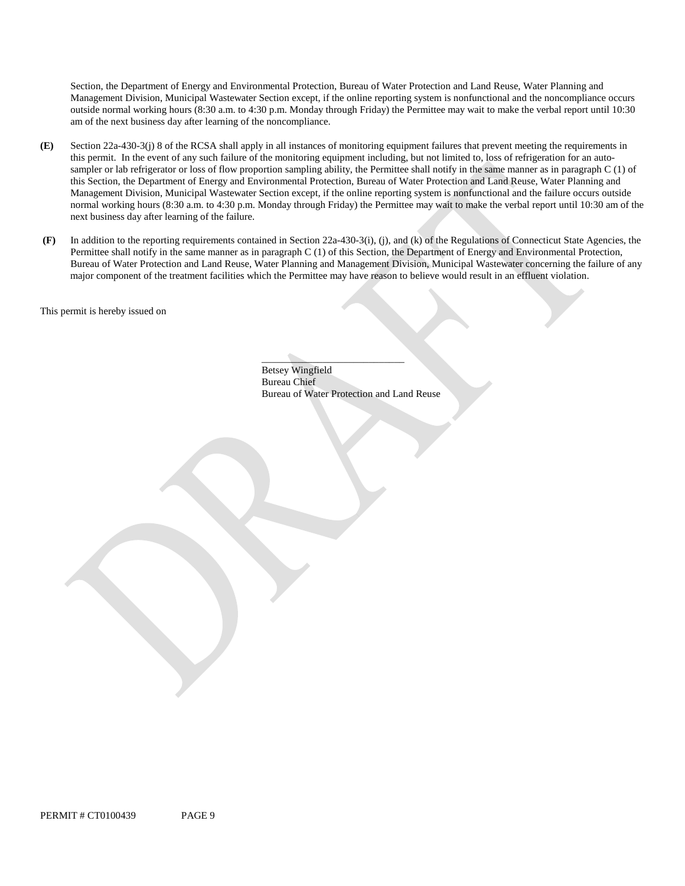Section, the Department of Energy and Environmental Protection, Bureau of Water Protection and Land Reuse, Water Planning and Management Division, Municipal Wastewater Section except, if the online reporting system is nonfunctional and the noncompliance occurs outside normal working hours (8:30 a.m. to 4:30 p.m. Monday through Friday) the Permittee may wait to make the verbal report until 10:30 am of the next business day after learning of the noncompliance.

**(E)** Section 22a-430-3(j) 8 of the RCSA shall apply in all instances of monitoring equipment failures that prevent meeting the requirements in this permit. In the event of any such failure of the monitoring equipment including, but not limited to, loss of refrigeration for an auto-sampler or lab refrigerator or loss of flow proportion sampling ability, the Permittee shall notify in the same manner as in paragraph C (1) of this Section, the Department of Energy and Environmental Protection, Bureau of Water Protection and Land Reuse, Water Planning and Management Division, Municipal Wastewater Section except, if the online reporting system is nonfunctional and the failure occurs outside normal working hours (8:30 a.m. to 4:30 p.m. Monday through Friday) the Permittee may wait to make the verbal report until 10:30 am of the next business day after learning of the failure.

**(F)** In addition to the reporting requirements contained in Section 22a-430-3(i), (j), and (k) of the Regulations of Connecticut State Agencies, the Permittee shall notify in the same manner as in paragraph C (1) of this Section, the Department of Energy and Environmental Protection, Bureau of Water Protection and Land Reuse, Water Planning and Management Division, Municipal Wastewater concerning the failure of any major component of the treatment facilities which the Permittee may have reason to believe would result in an effluent violation.

This permit is hereby issued on

\_\_\_\_\_\_\_\_\_\_\_\_\_\_\_\_\_\_\_\_\_\_\_\_\_\_\_\_

Betsey Wingfield
Bureau Chief
Bureau of Water Protection and Land Reuse

PERMIT # CT0100439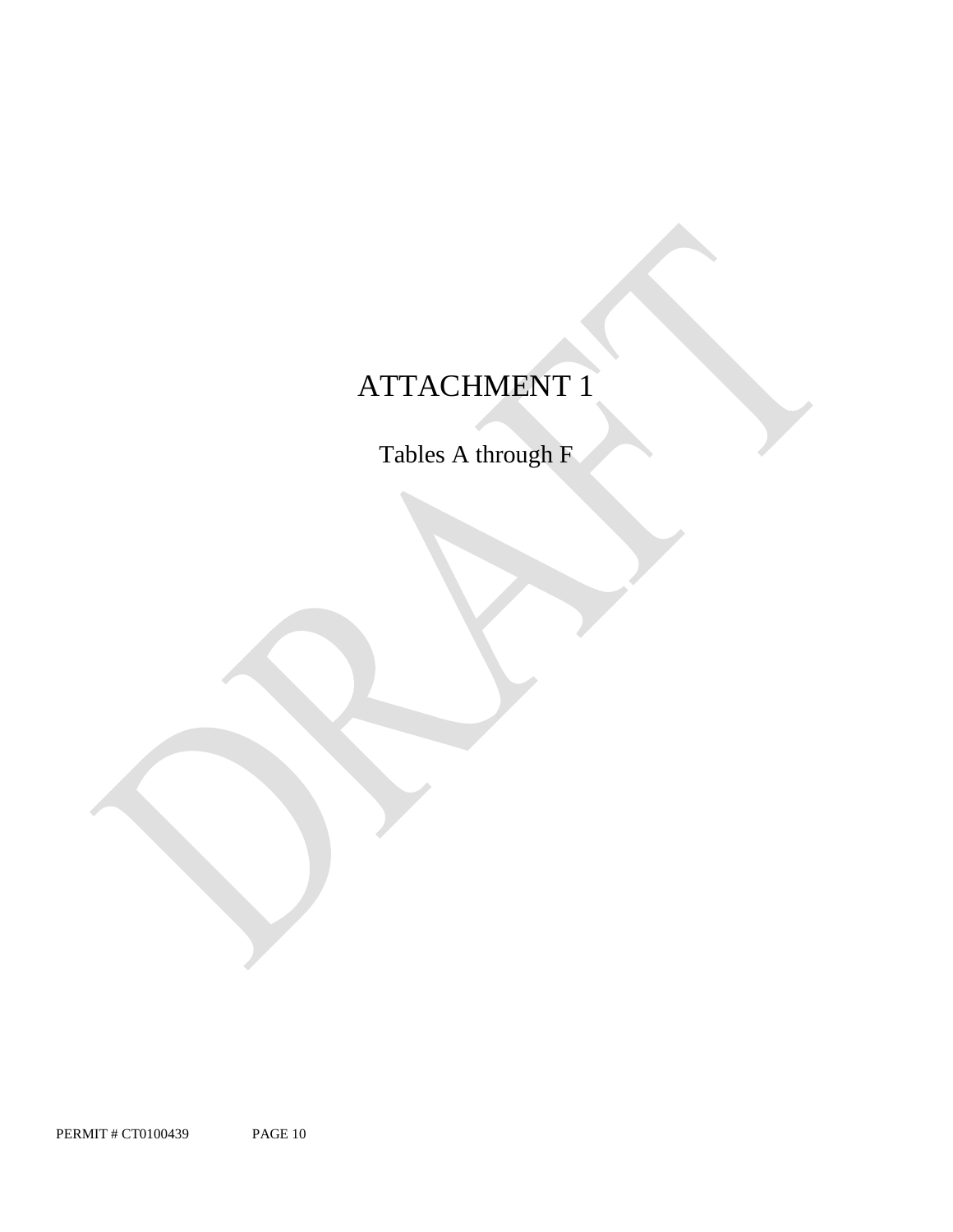# ATTACHMENT 1

Tables A through F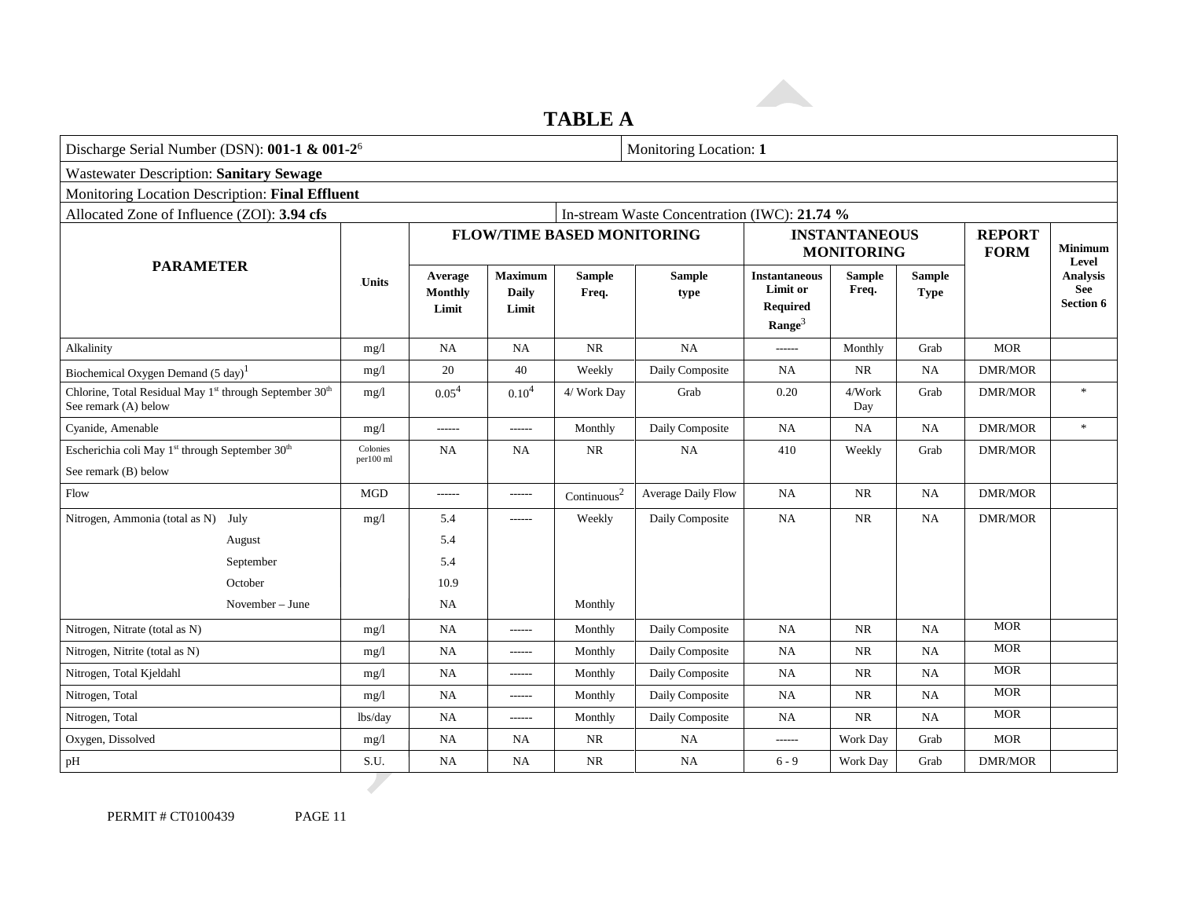## TABLE A

| Discharge Serial Number (DSN): **001-1 & 001-2**[6] | | | | | | Monitoring Location: **1** | | | | |
|---|---|---|---|---|---|---|---|---|---|---|
| Wastewater Description: **Sanitary Sewage** | | | | | | | | | | |
| Monitoring Location Description: **Final Effluent** | | | | | | | | | | |
| Allocated Zone of Influence (ZOI): **3.94 cfs** | | | | | In-stream Waste Concentration (IWC): **21.74 %** | | | | | |
| **PARAMETER** | **Units** | **FLOW/TIME BASED MONITORING** | | | | **INSTANTANEOUS MONITORING** | | | **REPORT FORM** | **Minimum Level Analysis See Section 6** |
| | | **Average Monthly Limit** | **Maximum Daily Limit** | **Sample Freq.** | **Sample type** | **Instantaneous Limit or Required Range**[3] | **Sample Freq.** | **Sample Type** | | |
| Alkalinity | mg/l | NA | NA | NR | NA | ------ | Monthly | Grab | MOR | |
| Biochemical Oxygen Demand (5 day)[1] | mg/l | 20 | 40 | Weekly | Daily Composite | NA | NR | NA | DMR/MOR | |
| Chlorine, Total Residual May 1st through September 30th See remark (A) below | mg/l | 0.05[4] | 0.10[4] | 4/ Work Day | Grab | 0.20 | 4/Work Day | Grab | DMR/MOR | * |
| Cyanide, Amenable | mg/l | ------ | ------ | Monthly | Daily Composite | NA | NA | NA | DMR/MOR | * |
| Escherichia coli May 1st through September 30th See remark (B) below | Colonies per100 ml | NA | NA | NR | NA | 410 | Weekly | Grab | DMR/MOR | |
| Flow | MGD | ------ | ------ | Continuous[2] | Average Daily Flow | NA | NR | NA | DMR/MOR | |
| Nitrogen, Ammonia (total as N) July | mg/l | 5.4 | ------ | Weekly | Daily Composite | NA | NR | NA | DMR/MOR | |
| August | | 5.4 | | | | | | | | |
| September | | 5.4 | | | | | | | | |
| October | | 10.9 | | | | | | | | |
| November – June | | NA | | Monthly | | | | | | |
| Nitrogen, Nitrate (total as N) | mg/l | NA | ------ | Monthly | Daily Composite | NA | NR | NA | MOR | |
| Nitrogen, Nitrite (total as N) | mg/l | NA | ------ | Monthly | Daily Composite | NA | NR | NA | MOR | |
| Nitrogen, Total Kjeldahl | mg/l | NA | ------ | Monthly | Daily Composite | NA | NR | NA | MOR | |
| Nitrogen, Total | mg/l | NA | ------ | Monthly | Daily Composite | NA | NR | NA | MOR | |
| Nitrogen, Total | lbs/day | NA | ------ | Monthly | Daily Composite | NA | NR | NA | MOR | |
| Oxygen, Dissolved | mg/l | NA | NA | NR | NA | ------ | Work Day | Grab | MOR | |
| pH | S.U. | NA | NA | NR | NA | 6 - 9 | Work Day | Grab | DMR/MOR | |

PERMIT # CT0100439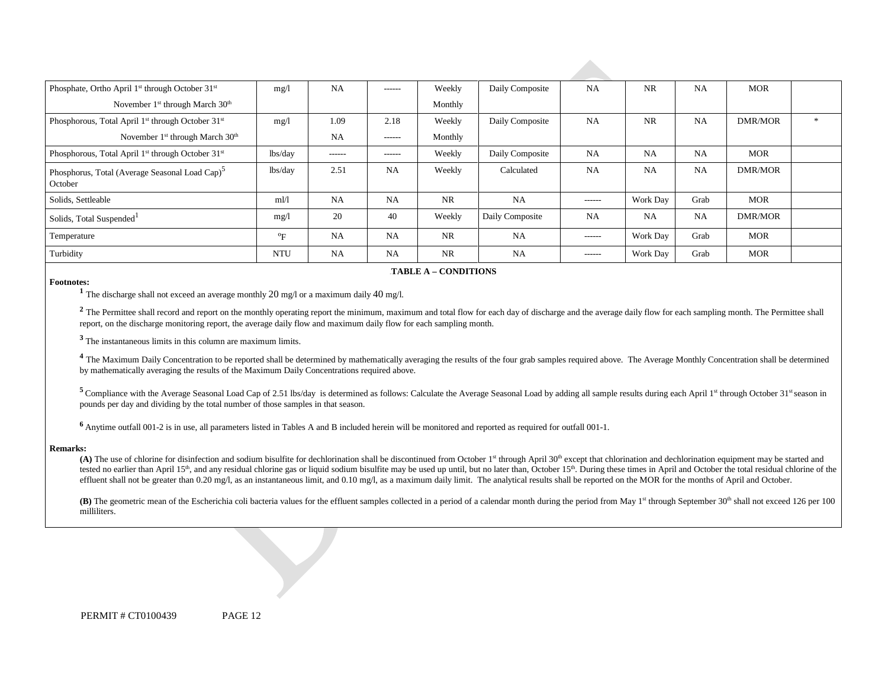| | | | | | | | | | | |
|---|---|---|---|---|---|---|---|---|---|---|
| Phosphate, Ortho April 1st through October 31st<br>November 1st through March 30th | mg/l | NA | ------ | Weekly<br>Monthly | Daily Composite | NA | NR | NA | MOR | |
| Phosphorous, Total April 1st through October 31st<br>November 1st through March 30th | mg/l | 1.09<br>NA | 2.18<br>------ | Weekly<br>Monthly | Daily Composite | NA | NR | NA | DMR/MOR | * |
| Phosphorous, Total April 1st through October 31st | lbs/day | ------ | ------ | Weekly | Daily Composite | NA | NA | NA | MOR | |
| Phosphorus, Total (Average Seasonal Load Cap)[5] October | lbs/day | 2.51 | NA | Weekly | Calculated | NA | NA | NA | DMR/MOR | |
| Solids, Settleable | ml/l | NA | NA | NR | NA | ------ | Work Day | Grab | MOR | |
| Solids, Total Suspended[1] | mg/l | 20 | 40 | Weekly | Daily Composite | NA | NA | NA | DMR/MOR | |
| Temperature | °F | NA | NA | NR | NA | ------ | Work Day | Grab | MOR | |
| Turbidity | NTU | NA | NA | NR | NA | ------ | Work Day | Grab | MOR | |

**TABLE A – CONDITIONS**

**Footnotes:**

[1] The discharge shall not exceed an average monthly 20 mg/l or a maximum daily 40 mg/l.

[2] The Permittee shall record and report on the monthly operating report the minimum, maximum and total flow for each day of discharge and the average daily flow for each sampling month. The Permittee shall report, on the discharge monitoring report, the average daily flow and maximum daily flow for each sampling month.

[3] The instantaneous limits in this column are maximum limits.

[4] The Maximum Daily Concentration to be reported shall be determined by mathematically averaging the results of the four grab samples required above. The Average Monthly Concentration shall be determined by mathematically averaging the results of the Maximum Daily Concentrations required above.

[5] Compliance with the Average Seasonal Load Cap of 2.51 lbs/day is determined as follows: Calculate the Average Seasonal Load by adding all sample results during each April 1st through October 31st season in pounds per day and dividing by the total number of those samples in that season.

[6] Anytime outfall 001-2 is in use, all parameters listed in Tables A and B included herein will be monitored and reported as required for outfall 001-1.

**Remarks:**

**(A)** The use of chlorine for disinfection and sodium bisulfite for dechlorination shall be discontinued from October 1st through April 30th except that chlorination and dechlorination equipment may be started and tested no earlier than April 15th, and any residual chlorine gas or liquid sodium bisulfite may be used up until, but no later than, October 15th. During these times in April and October the total residual chlorine of the effluent shall not be greater than 0.20 mg/l, as an instantaneous limit, and 0.10 mg/l, as a maximum daily limit. The analytical results shall be reported on the MOR for the months of April and October.

**(B)** The geometric mean of the Escherichia coli bacteria values for the effluent samples collected in a period of a calendar month during the period from May 1st through September 30th shall not exceed 126 per 100 milliliters.

PERMIT # CT0100439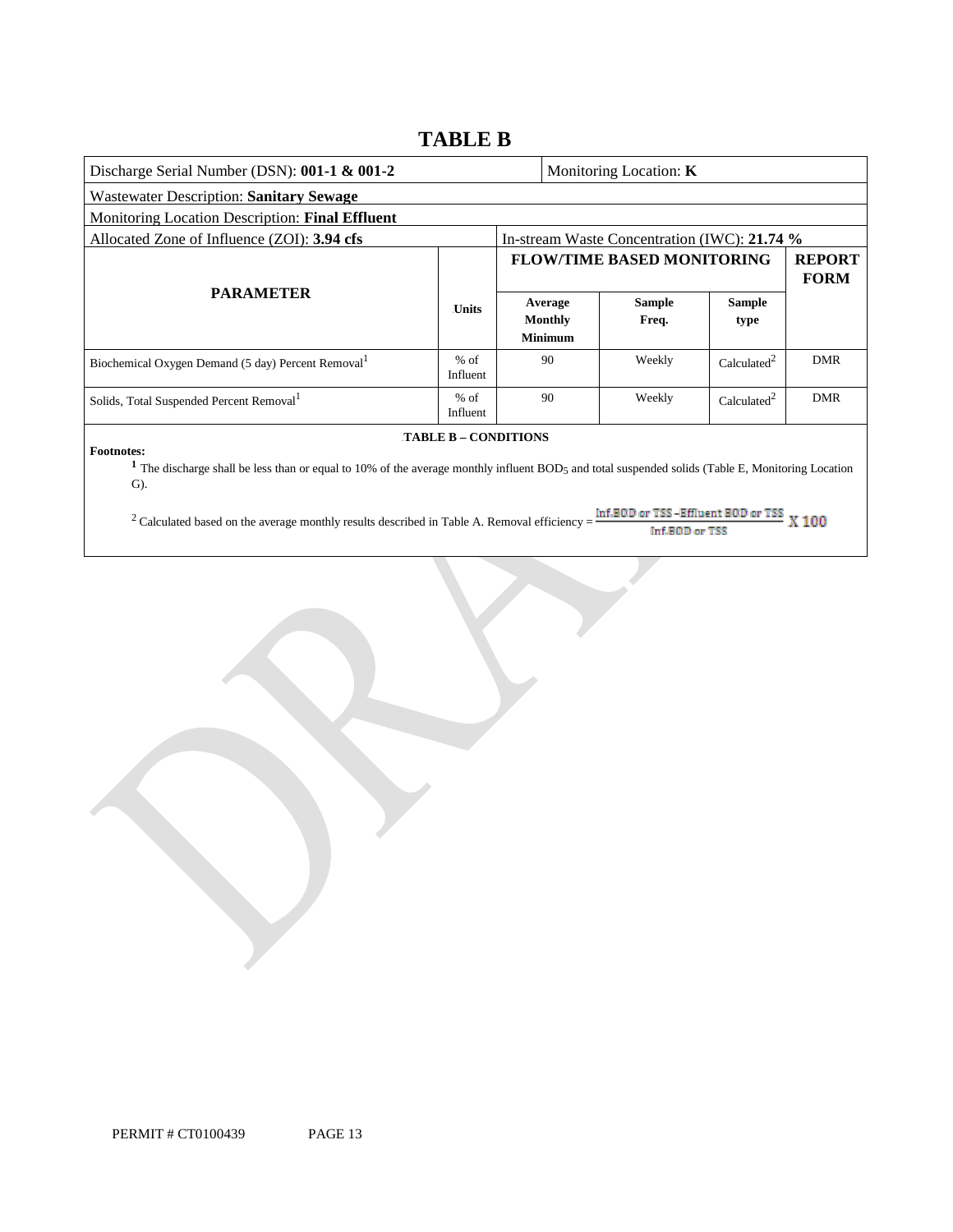# TABLE B

| Discharge Serial Number (DSN): **001-1 & 001-2** | | Monitoring Location: **K** | | | |
|---|---|---|---|---|---|
| Wastewater Description: **Sanitary Sewage** | | | | | |
| Monitoring Location Description: **Final Effluent** | | | | | |
| Allocated Zone of Influence (ZOI): **3.94 cfs** | | In-stream Waste Concentration (IWC): **21.74 %** | | | |
| **PARAMETER** | **Units** | **FLOW/TIME BASED MONITORING** | | | **REPORT FORM** |
| | | **Average Monthly Minimum** | **Sample Freq.** | **Sample type** | |
| Biochemical Oxygen Demand (5 day) Percent Removal[1] | % of Influent | 90 | Weekly | Calculated[2] | DMR |
| Solids, Total Suspended Percent Removal[1] | % of Influent | 90 | Weekly | Calculated[2] | DMR |

**TABLE B – CONDITIONS**

**Footnotes:**

[1] The discharge shall be less than or equal to 10% of the average monthly influent $BOD_5$ and total suspended solids (Table E, Monitoring Location G).

[2] Calculated based on the average monthly results described in Table A. Removal efficiency = $\frac{\text{Inf.BOD or TSS} - \text{Effluent BOD or TSS}}{\text{Inf.BOD or TSS}} \times 100$

PERMIT # CT0100439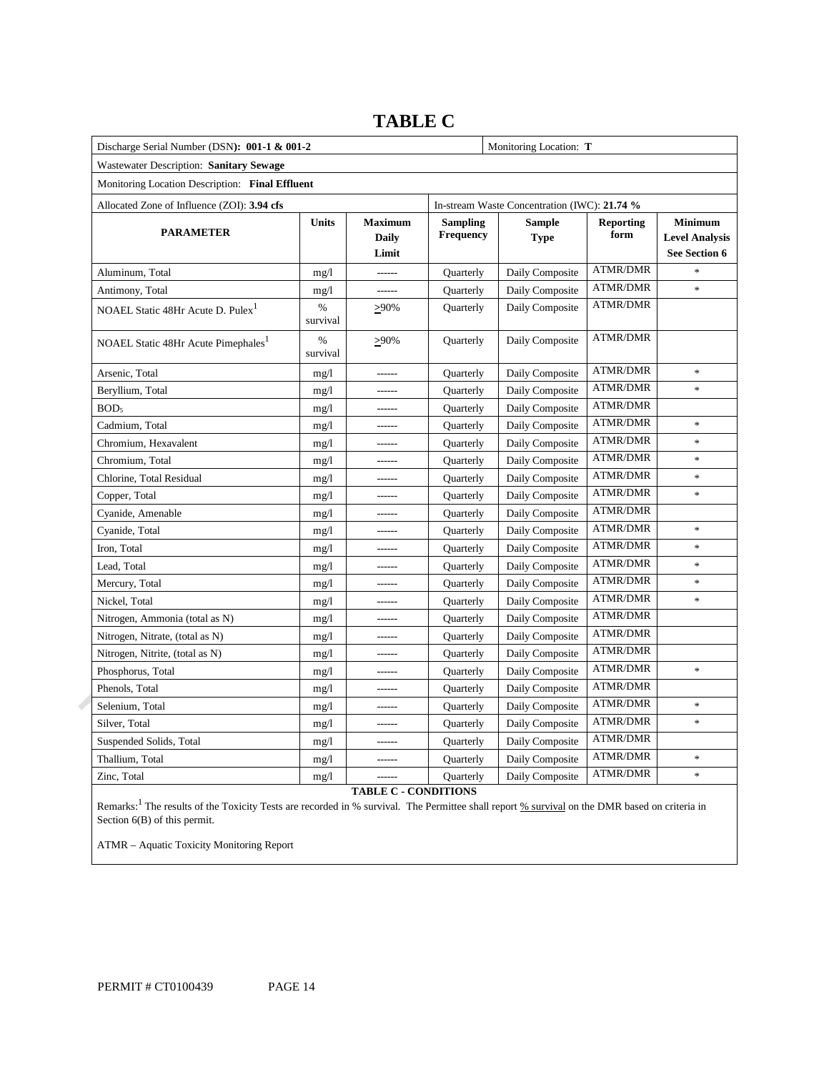# TABLE C

| Discharge Serial Number (DSN): **001-1 & 001-2** | | | | Monitoring Location: **T** | | |
|---|---|---|---|---|---|---|
| Wastewater Description: **Sanitary Sewage** | | | | | | |
| Monitoring Location Description: **Final Effluent** | | | | | | |
| Allocated Zone of Influence (ZOI): **3.94 cfs** | | | In-stream Waste Concentration (IWC): **21.74 %** | | | |
| **PARAMETER** | **Units** | **Maximum Daily Limit** | **Sampling Frequency** | **Sample Type** | **Reporting form** | **Minimum Level Analysis See Section 6** |
| Aluminum, Total | mg/l | ------ | Quarterly | Daily Composite | ATMR/DMR | * |
| Antimony, Total | mg/l | ------ | Quarterly | Daily Composite | ATMR/DMR | * |
| NOAEL Static 48Hr Acute D. Pulex[1] | % survival | ≥90% | Quarterly | Daily Composite | ATMR/DMR | |
| NOAEL Static 48Hr Acute Pimephales[1] | % survival | ≥90% | Quarterly | Daily Composite | ATMR/DMR | |
| Arsenic, Total | mg/l | ------ | Quarterly | Daily Composite | ATMR/DMR | * |
| Beryllium, Total | mg/l | ------ | Quarterly | Daily Composite | ATMR/DMR | * |
| $BOD_5$ | mg/l | ------ | Quarterly | Daily Composite | ATMR/DMR | |
| Cadmium, Total | mg/l | ------ | Quarterly | Daily Composite | ATMR/DMR | * |
| Chromium, Hexavalent | mg/l | ------ | Quarterly | Daily Composite | ATMR/DMR | * |
| Chromium, Total | mg/l | ------ | Quarterly | Daily Composite | ATMR/DMR | * |
| Chlorine, Total Residual | mg/l | ------ | Quarterly | Daily Composite | ATMR/DMR | * |
| Copper, Total | mg/l | ------ | Quarterly | Daily Composite | ATMR/DMR | * |
| Cyanide, Amenable | mg/l | ------ | Quarterly | Daily Composite | ATMR/DMR | |
| Cyanide, Total | mg/l | ------ | Quarterly | Daily Composite | ATMR/DMR | * |
| Iron, Total | mg/l | ------ | Quarterly | Daily Composite | ATMR/DMR | * |
| Lead, Total | mg/l | ------ | Quarterly | Daily Composite | ATMR/DMR | * |
| Mercury, Total | mg/l | ------ | Quarterly | Daily Composite | ATMR/DMR | * |
| Nickel, Total | mg/l | ------ | Quarterly | Daily Composite | ATMR/DMR | * |
| Nitrogen, Ammonia (total as N) | mg/l | ------ | Quarterly | Daily Composite | ATMR/DMR | |
| Nitrogen, Nitrate, (total as N) | mg/l | ------ | Quarterly | Daily Composite | ATMR/DMR | |
| Nitrogen, Nitrite, (total as N) | mg/l | ------ | Quarterly | Daily Composite | ATMR/DMR | |
| Phosphorus, Total | mg/l | ------ | Quarterly | Daily Composite | ATMR/DMR | * |
| Phenols, Total | mg/l | ------ | Quarterly | Daily Composite | ATMR/DMR | |
| Selenium, Total | mg/l | ------ | Quarterly | Daily Composite | ATMR/DMR | * |
| Silver, Total | mg/l | ------ | Quarterly | Daily Composite | ATMR/DMR | * |
| Suspended Solids, Total | mg/l | ------ | Quarterly | Daily Composite | ATMR/DMR | |
| Thallium, Total | mg/l | ------ | Quarterly | Daily Composite | ATMR/DMR | * |
| Zinc, Total | mg/l | ------ | Quarterly | Daily Composite | ATMR/DMR | * |

**TABLE C - CONDITIONS**

Remarks:[1] The results of the Toxicity Tests are recorded in % survival. The Permittee shall report % survival on the DMR based on criteria in Section 6(B) of this permit.

ATMR – Aquatic Toxicity Monitoring Report

PERMIT # CT0100439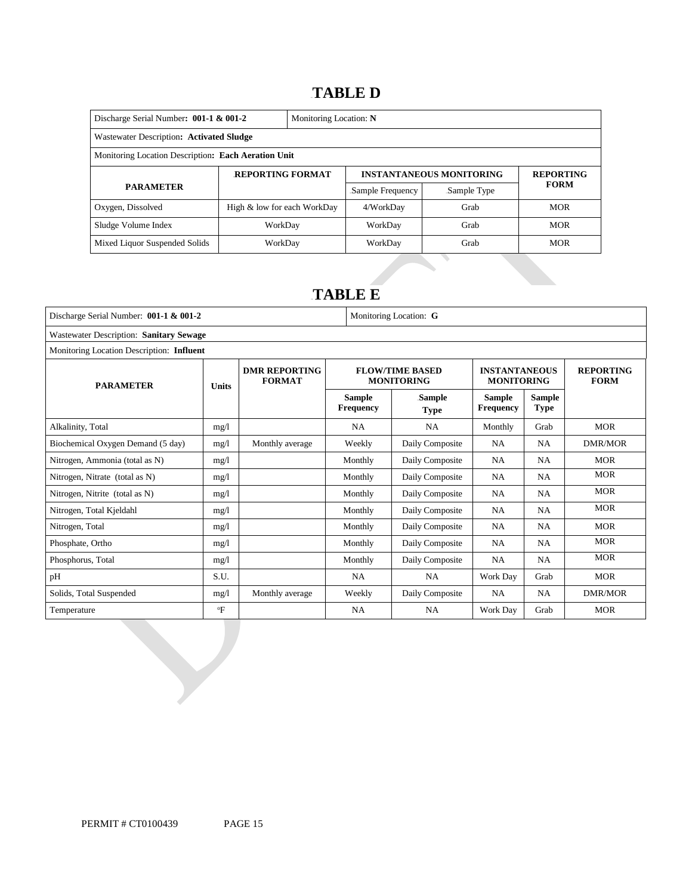# TABLE D

| Discharge Serial Number: **001-1 & 001-2** | Monitoring Location: **N** | | | |
|---|---|---|---|---|
| Wastewater Description**: Activated Sludge** | | | | |
| Monitoring Location Description**: Each Aeration Unit** | | | | |
| **PARAMETER** | **REPORTING FORMAT** | **INSTANTANEOUS MONITORING** | | **REPORTING FORM** |
| | | Sample Frequency | Sample Type | |
| Oxygen, Dissolved | High & low for each WorkDay | 4/WorkDay | Grab | MOR |
| Sludge Volume Index | WorkDay | WorkDay | Grab | MOR |
| Mixed Liquor Suspended Solids | WorkDay | WorkDay | Grab | MOR |

# TABLE E

| Discharge Serial Number: **001-1 & 001-2** | | | Monitoring Location: **G** | | | | |
|---|---|---|---|---|---|---|---|
| Wastewater Description: **Sanitary Sewage** | | | | | | | |
| Monitoring Location Description: **Influent** | | | | | | | |
| **PARAMETER** | **Units** | **DMR REPORTING FORMAT** | **FLOW/TIME BASED MONITORING** | | **INSTANTANEOUS MONITORING** | | **REPORTING FORM** |
| | | | **Sample Frequency** | **Sample Type** | **Sample Frequency** | **Sample Type** | |
| Alkalinity, Total | mg/l | | NA | NA | Monthly | Grab | MOR |
| Biochemical Oxygen Demand (5 day) | mg/l | Monthly average | Weekly | Daily Composite | NA | NA | DMR/MOR |
| Nitrogen, Ammonia (total as N) | mg/l | | Monthly | Daily Composite | NA | NA | MOR |
| Nitrogen, Nitrate (total as N) | mg/l | | Monthly | Daily Composite | NA | NA | MOR |
| Nitrogen, Nitrite (total as N) | mg/l | | Monthly | Daily Composite | NA | NA | MOR |
| Nitrogen, Total Kjeldahl | mg/l | | Monthly | Daily Composite | NA | NA | MOR |
| Nitrogen, Total | mg/l | | Monthly | Daily Composite | NA | NA | MOR |
| Phosphate, Ortho | mg/l | | Monthly | Daily Composite | NA | NA | MOR |
| Phosphorus, Total | mg/l | | Monthly | Daily Composite | NA | NA | MOR |
| pH | S.U. | | NA | NA | Work Day | Grab | MOR |
| Solids, Total Suspended | mg/l | Monthly average | Weekly | Daily Composite | NA | NA | DMR/MOR |
| Temperature | °F | | NA | NA | Work Day | Grab | MOR |

PERMIT # CT0100439 PAGE 15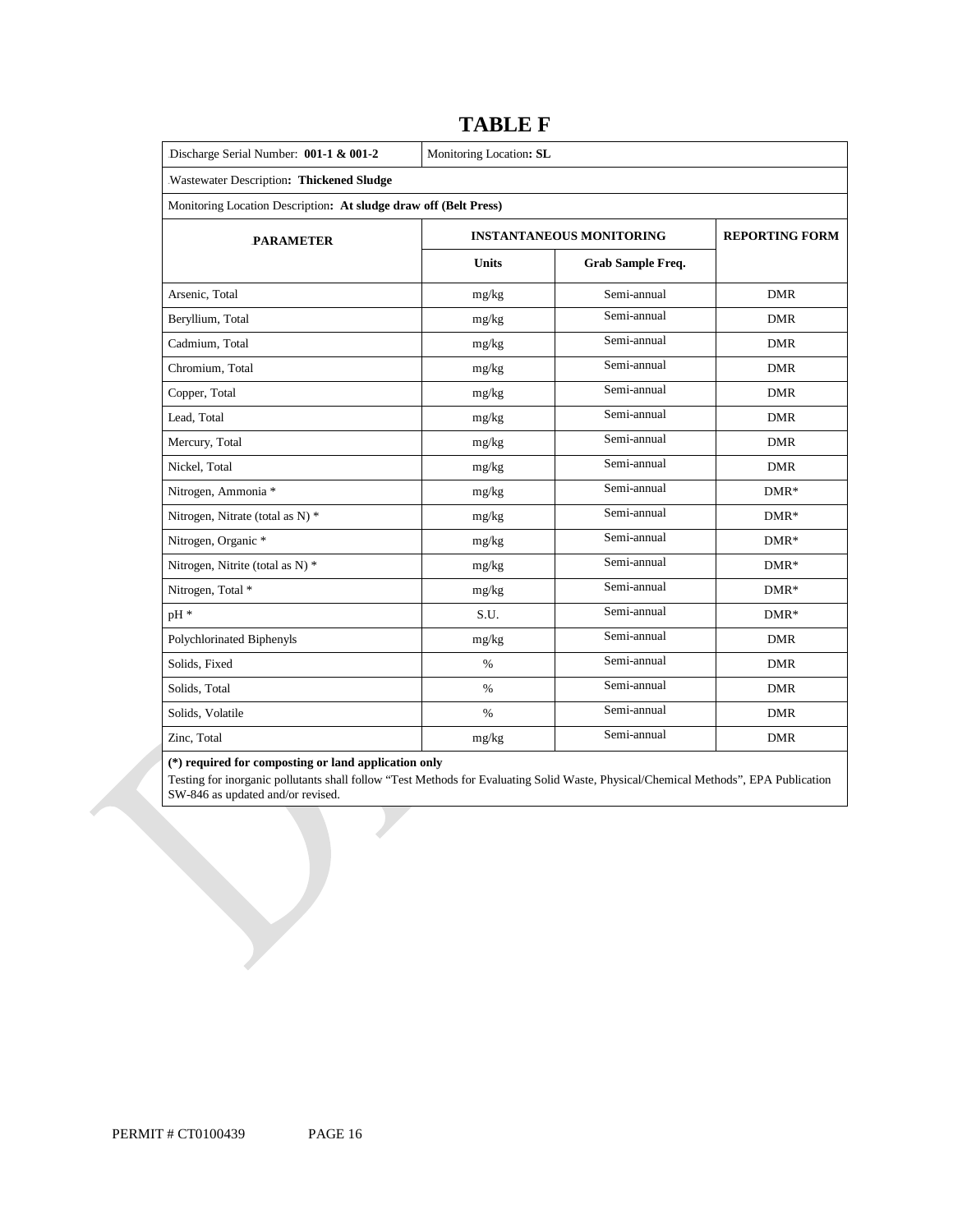# TABLE F

| Discharge Serial Number: **001-1 & 001-2** | Monitoring Location**: SL** | | |
|---|---|---|---|
| Wastewater Description**: Thickened Sludge** | | | |
| Monitoring Location Description**: At sludge draw off (Belt Press)** | | | |
| **PARAMETER** | **INSTANTANEOUS MONITORING** | | **REPORTING FORM** |
| | **Units** | **Grab Sample Freq.** | |
| Arsenic, Total | mg/kg | Semi-annual | DMR |
| Beryllium, Total | mg/kg | Semi-annual | DMR |
| Cadmium, Total | mg/kg | Semi-annual | DMR |
| Chromium, Total | mg/kg | Semi-annual | DMR |
| Copper, Total | mg/kg | Semi-annual | DMR |
| Lead, Total | mg/kg | Semi-annual | DMR |
| Mercury, Total | mg/kg | Semi-annual | DMR |
| Nickel, Total | mg/kg | Semi-annual | DMR |
| Nitrogen, Ammonia * | mg/kg | Semi-annual | DMR* |
| Nitrogen, Nitrate (total as N) * | mg/kg | Semi-annual | DMR* |
| Nitrogen, Organic * | mg/kg | Semi-annual | DMR* |
| Nitrogen, Nitrite (total as N) * | mg/kg | Semi-annual | DMR* |
| Nitrogen, Total * | mg/kg | Semi-annual | DMR* |
| pH * | S.U. | Semi-annual | DMR* |
| Polychlorinated Biphenyls | mg/kg | Semi-annual | DMR |
| Solids, Fixed | % | Semi-annual | DMR |
| Solids, Total | % | Semi-annual | DMR |
| Solids, Volatile | % | Semi-annual | DMR |
| Zinc, Total | mg/kg | Semi-annual | DMR |

**(*) required for composting or land application only**

Testing for inorganic pollutants shall follow "Test Methods for Evaluating Solid Waste, Physical/Chemical Methods", EPA Publication SW-846 as updated and/or revised.

PERMIT # CT0100439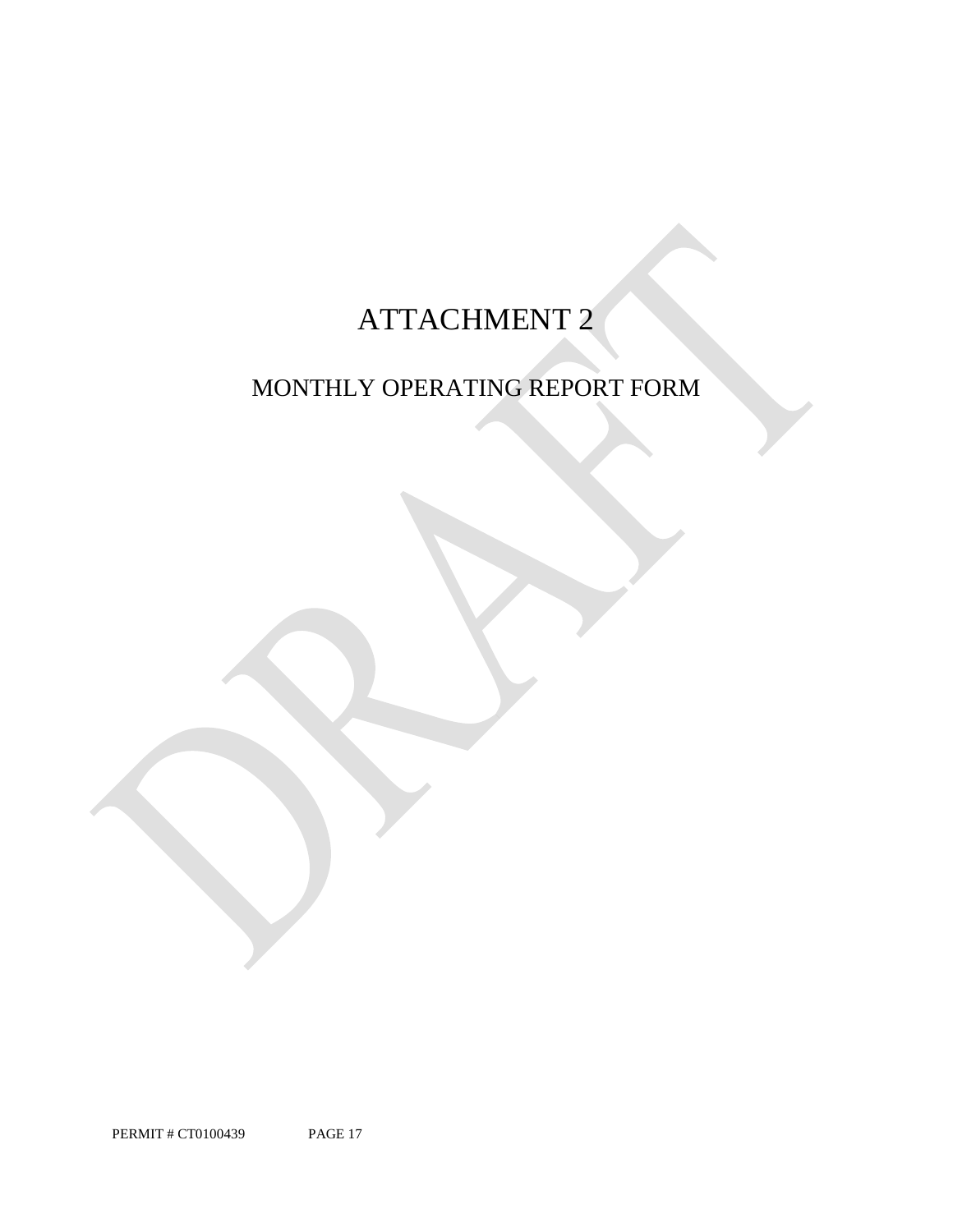# ATTACHMENT 2

## MONTHLY OPERATING REPORT FORM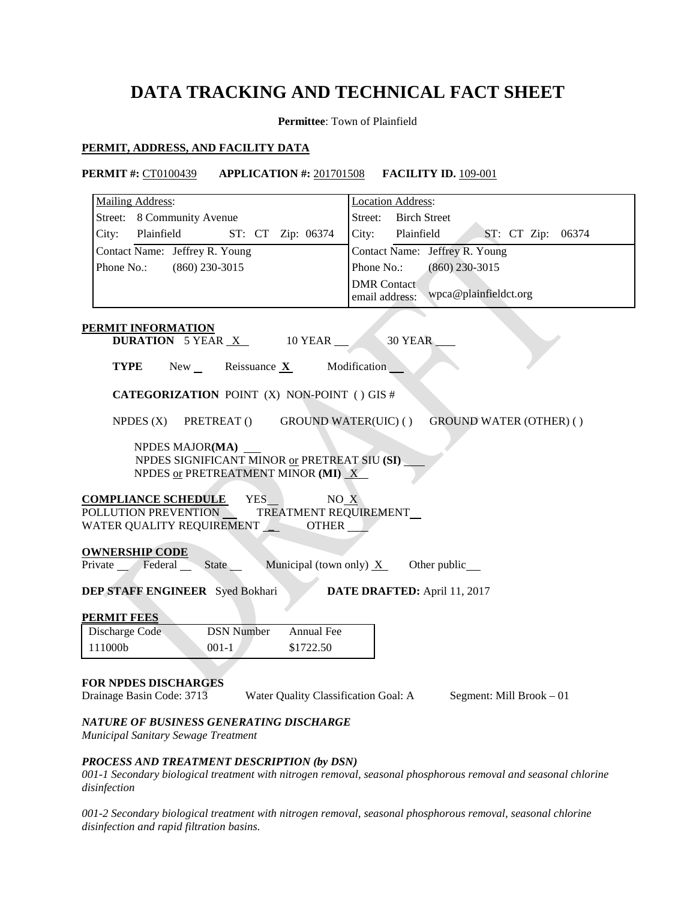# DATA TRACKING AND TECHNICAL FACT SHEET

**Permittee**: Town of Plainfield

**PERMIT, ADDRESS, AND FACILITY DATA**

**PERMIT #:** CT0100439 **APPLICATION #:** 201701508 **FACILITY ID.** 109-001

| Mailing Address: | Location Address: |
|---|---|
| Street: 8 Community Avenue | Street: Birch Street |
| City: Plainfield ST: CT Zip: 06374 | City: Plainfield ST: CT Zip: 06374 |
| Contact Name: Jeffrey R. Young | Contact Name: Jeffrey R. Young |
| Phone No.: (860) 230-3015 | Phone No.: (860) 230-3015 |
| | DMR Contact email address: wpca@plainfieldct.org |

**PERMIT INFORMATION**

**DURATION** 5 YEAR X 10 YEAR ___ 30 YEAR ___

**TYPE** New ___ Reissuance **X** Modification ___

**CATEGORIZATION** POINT (X) NON-POINT ( ) GIS #

NPDES (X) PRETREAT () GROUND WATER(UIC) ( ) GROUND WATER (OTHER) ( )

NPDES MAJOR**(MA)** ___
NPDES SIGNIFICANT MINOR or PRETREAT SIU **(SI)** ___
NPDES or PRETREATMENT MINOR **(MI)** X

**COMPLIANCE SCHEDULE** YES ___ NO X
POLLUTION PREVENTION ___ TREATMENT REQUIREMENT ___
WATER QUALITY REQUIREMENT ___ OTHER ___

**OWNERSHIP CODE**
Private ___ Federal ___ State ___ Municipal (town only) X Other public ___

**DEP STAFF ENGINEER** Syed Bokhari **DATE DRAFTED:** April 11, 2017

**PERMIT FEES**

| Discharge Code | DSN Number | Annual Fee |
|---|---|---|
| 111000b | 001-1 | $1722.50 |

**FOR NPDES DISCHARGES**
Drainage Basin Code: 3713 Water Quality Classification Goal: A Segment: Mill Brook – 01

***NATURE OF BUSINESS GENERATING DISCHARGE***
*Municipal Sanitary Sewage Treatment*

***PROCESS AND TREATMENT DESCRIPTION (by DSN)***
*001-1 Secondary biological treatment with nitrogen removal, seasonal phosphorous removal and seasonal chlorine disinfection*

*001-2 Secondary biological treatment with nitrogen removal, seasonal phosphorous removal, seasonal chlorine disinfection and rapid filtration basins.*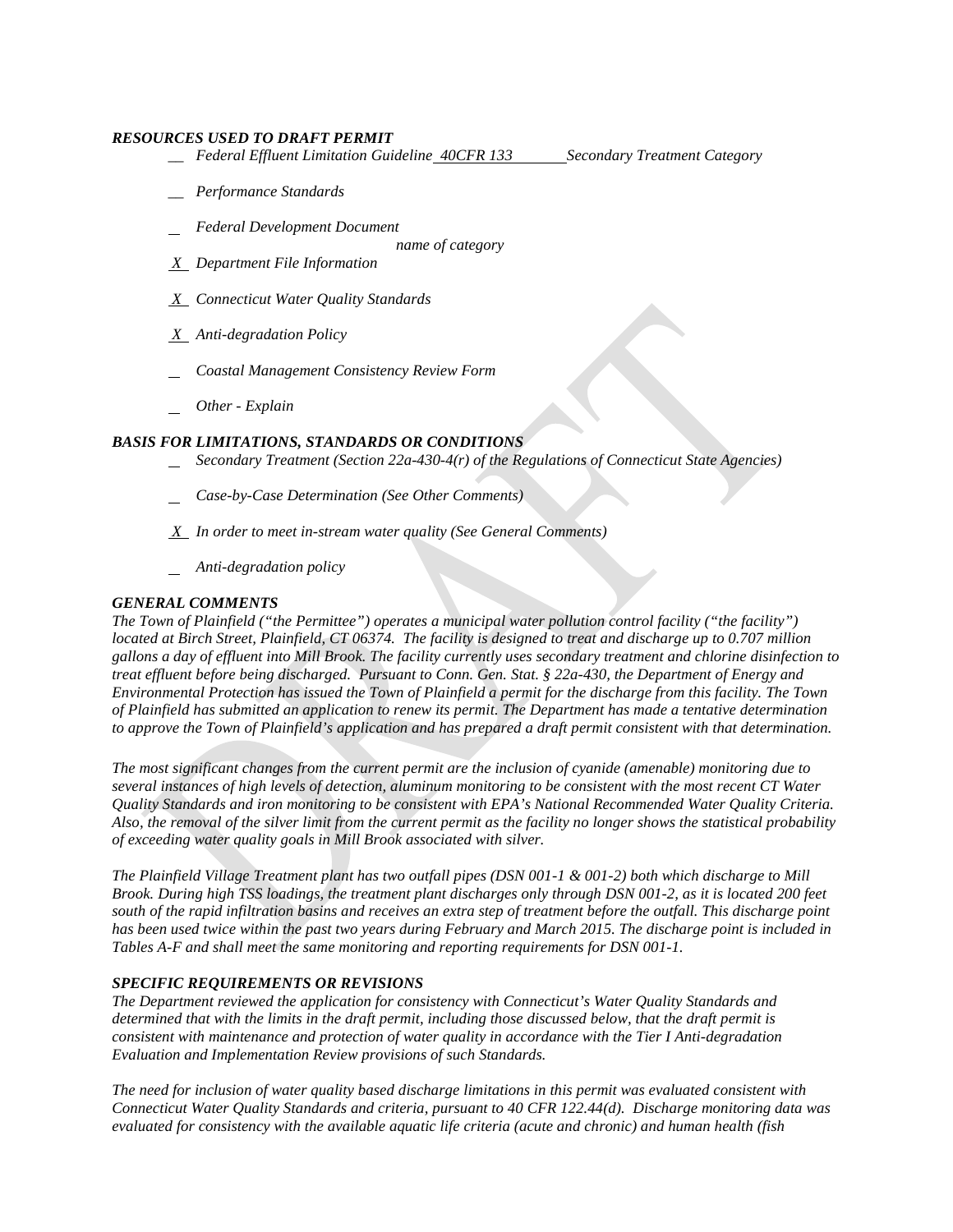***RESOURCES USED TO DRAFT PERMIT***

- __ *Federal Effluent Limitation Guideline* *40CFR 133* *Secondary Treatment Category*
- __ *Performance Standards*
- _ *Federal Development Document* *name of category*
- X *Department File Information*
- X *Connecticut Water Quality Standards*
- X *Anti-degradation Policy*
- _ *Coastal Management Consistency Review Form*
- _ *Other - Explain*

***BASIS FOR LIMITATIONS, STANDARDS OR CONDITIONS***

- _ *Secondary Treatment (Section 22a-430-4(r) of the Regulations of Connecticut State Agencies)*
- _ *Case-by-Case Determination (See Other Comments)*
- X *In order to meet in-stream water quality (See General Comments)*
- _ *Anti-degradation policy*

***GENERAL COMMENTS***

*The Town of Plainfield ("the Permittee") operates a municipal water pollution control facility ("the facility") located at Birch Street, Plainfield, CT 06374. The facility is designed to treat and discharge up to 0.707 million gallons a day of effluent into Mill Brook. The facility currently uses secondary treatment and chlorine disinfection to treat effluent before being discharged. Pursuant to Conn. Gen. Stat. § 22a-430, the Department of Energy and Environmental Protection has issued the Town of Plainfield a permit for the discharge from this facility. The Town of Plainfield has submitted an application to renew its permit. The Department has made a tentative determination to approve the Town of Plainfield's application and has prepared a draft permit consistent with that determination.*

*The most significant changes from the current permit are the inclusion of cyanide (amenable) monitoring due to several instances of high levels of detection, aluminum monitoring to be consistent with the most recent CT Water Quality Standards and iron monitoring to be consistent with EPA's National Recommended Water Quality Criteria. Also, the removal of the silver limit from the current permit as the facility no longer shows the statistical probability of exceeding water quality goals in Mill Brook associated with silver.*

*The Plainfield Village Treatment plant has two outfall pipes (DSN 001-1 & 001-2) both which discharge to Mill Brook. During high TSS loadings, the treatment plant discharges only through DSN 001-2, as it is located 200 feet south of the rapid infiltration basins and receives an extra step of treatment before the outfall. This discharge point has been used twice within the past two years during February and March 2015. The discharge point is included in Tables A-F and shall meet the same monitoring and reporting requirements for DSN 001-1.*

***SPECIFIC REQUIREMENTS OR REVISIONS***

*The Department reviewed the application for consistency with Connecticut's Water Quality Standards and determined that with the limits in the draft permit, including those discussed below, that the draft permit is consistent with maintenance and protection of water quality in accordance with the Tier I Anti-degradation Evaluation and Implementation Review provisions of such Standards.*

*The need for inclusion of water quality based discharge limitations in this permit was evaluated consistent with Connecticut Water Quality Standards and criteria, pursuant to 40 CFR 122.44(d). Discharge monitoring data was evaluated for consistency with the available aquatic life criteria (acute and chronic) and human health (fish*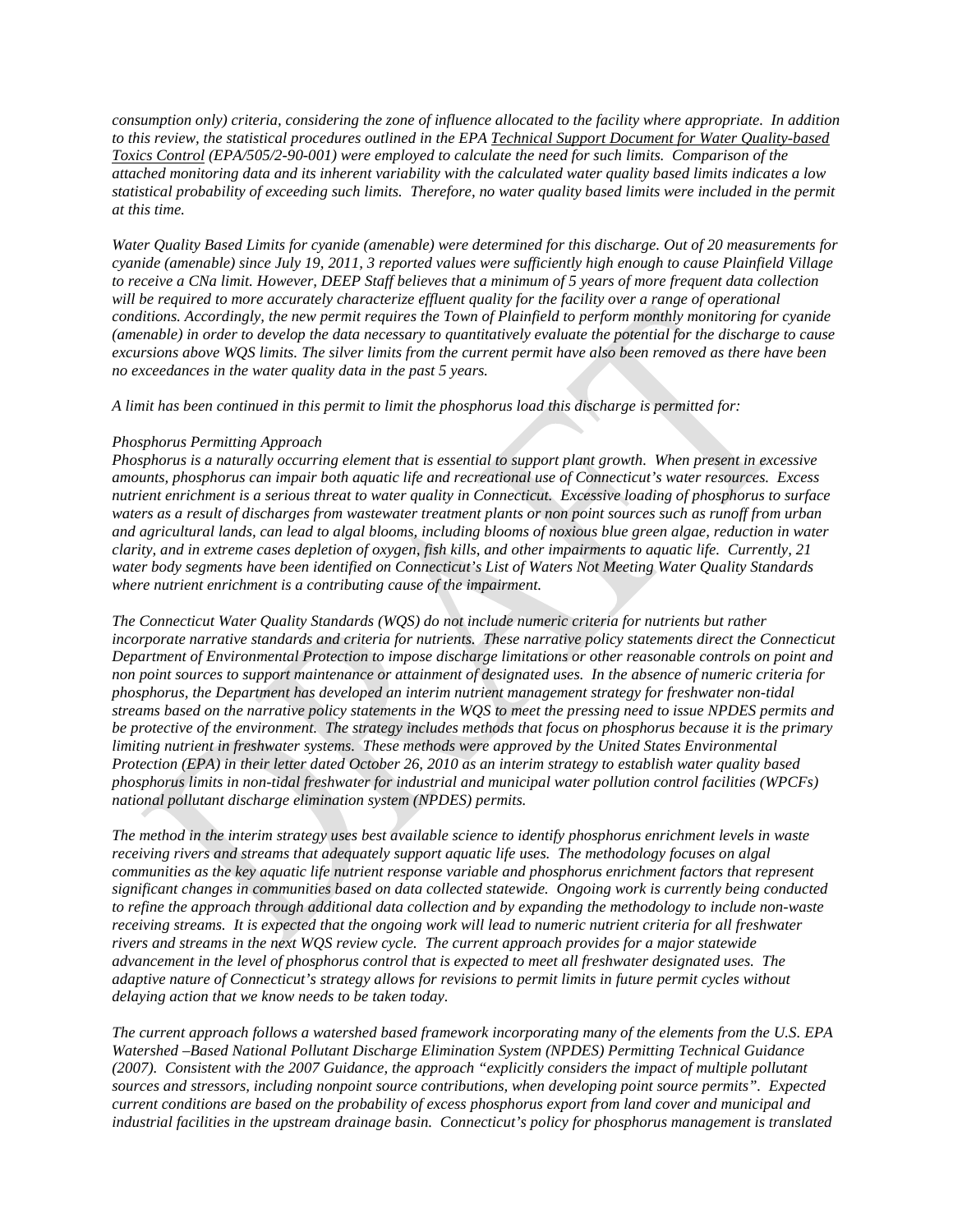*consumption only) criteria, considering the zone of influence allocated to the facility where appropriate. In addition to this review, the statistical procedures outlined in the EPA Technical Support Document for Water Quality-based Toxics Control (EPA/505/2-90-001) were employed to calculate the need for such limits. Comparison of the attached monitoring data and its inherent variability with the calculated water quality based limits indicates a low statistical probability of exceeding such limits. Therefore, no water quality based limits were included in the permit at this time.*

*Water Quality Based Limits for cyanide (amenable) were determined for this discharge. Out of 20 measurements for cyanide (amenable) since July 19, 2011, 3 reported values were sufficiently high enough to cause Plainfield Village to receive a CNa limit. However, DEEP Staff believes that a minimum of 5 years of more frequent data collection will be required to more accurately characterize effluent quality for the facility over a range of operational conditions. Accordingly, the new permit requires the Town of Plainfield to perform monthly monitoring for cyanide (amenable) in order to develop the data necessary to quantitatively evaluate the potential for the discharge to cause excursions above WQS limits. The silver limits from the current permit have also been removed as there have been no exceedances in the water quality data in the past 5 years.*

*A limit has been continued in this permit to limit the phosphorus load this discharge is permitted for:*

*Phosphorus Permitting Approach*

*Phosphorus is a naturally occurring element that is essential to support plant growth. When present in excessive amounts, phosphorus can impair both aquatic life and recreational use of Connecticut's water resources. Excess nutrient enrichment is a serious threat to water quality in Connecticut. Excessive loading of phosphorus to surface waters as a result of discharges from wastewater treatment plants or non point sources such as runoff from urban and agricultural lands, can lead to algal blooms, including blooms of noxious blue green algae, reduction in water clarity, and in extreme cases depletion of oxygen, fish kills, and other impairments to aquatic life. Currently, 21 water body segments have been identified on Connecticut's List of Waters Not Meeting Water Quality Standards where nutrient enrichment is a contributing cause of the impairment.*

*The Connecticut Water Quality Standards (WQS) do not include numeric criteria for nutrients but rather incorporate narrative standards and criteria for nutrients. These narrative policy statements direct the Connecticut Department of Environmental Protection to impose discharge limitations or other reasonable controls on point and non point sources to support maintenance or attainment of designated uses. In the absence of numeric criteria for phosphorus, the Department has developed an interim nutrient management strategy for freshwater non-tidal streams based on the narrative policy statements in the WQS to meet the pressing need to issue NPDES permits and be protective of the environment. The strategy includes methods that focus on phosphorus because it is the primary limiting nutrient in freshwater systems. These methods were approved by the United States Environmental Protection (EPA) in their letter dated October 26, 2010 as an interim strategy to establish water quality based phosphorus limits in non-tidal freshwater for industrial and municipal water pollution control facilities (WPCFs) national pollutant discharge elimination system (NPDES) permits.*

*The method in the interim strategy uses best available science to identify phosphorus enrichment levels in waste receiving rivers and streams that adequately support aquatic life uses. The methodology focuses on algal communities as the key aquatic life nutrient response variable and phosphorus enrichment factors that represent significant changes in communities based on data collected statewide. Ongoing work is currently being conducted to refine the approach through additional data collection and by expanding the methodology to include non-waste receiving streams. It is expected that the ongoing work will lead to numeric nutrient criteria for all freshwater rivers and streams in the next WQS review cycle. The current approach provides for a major statewide advancement in the level of phosphorus control that is expected to meet all freshwater designated uses. The adaptive nature of Connecticut's strategy allows for revisions to permit limits in future permit cycles without delaying action that we know needs to be taken today.*

*The current approach follows a watershed based framework incorporating many of the elements from the U.S. EPA Watershed –Based National Pollutant Discharge Elimination System (NPDES) Permitting Technical Guidance (2007). Consistent with the 2007 Guidance, the approach "explicitly considers the impact of multiple pollutant sources and stressors, including nonpoint source contributions, when developing point source permits". Expected current conditions are based on the probability of excess phosphorus export from land cover and municipal and industrial facilities in the upstream drainage basin. Connecticut's policy for phosphorus management is translated*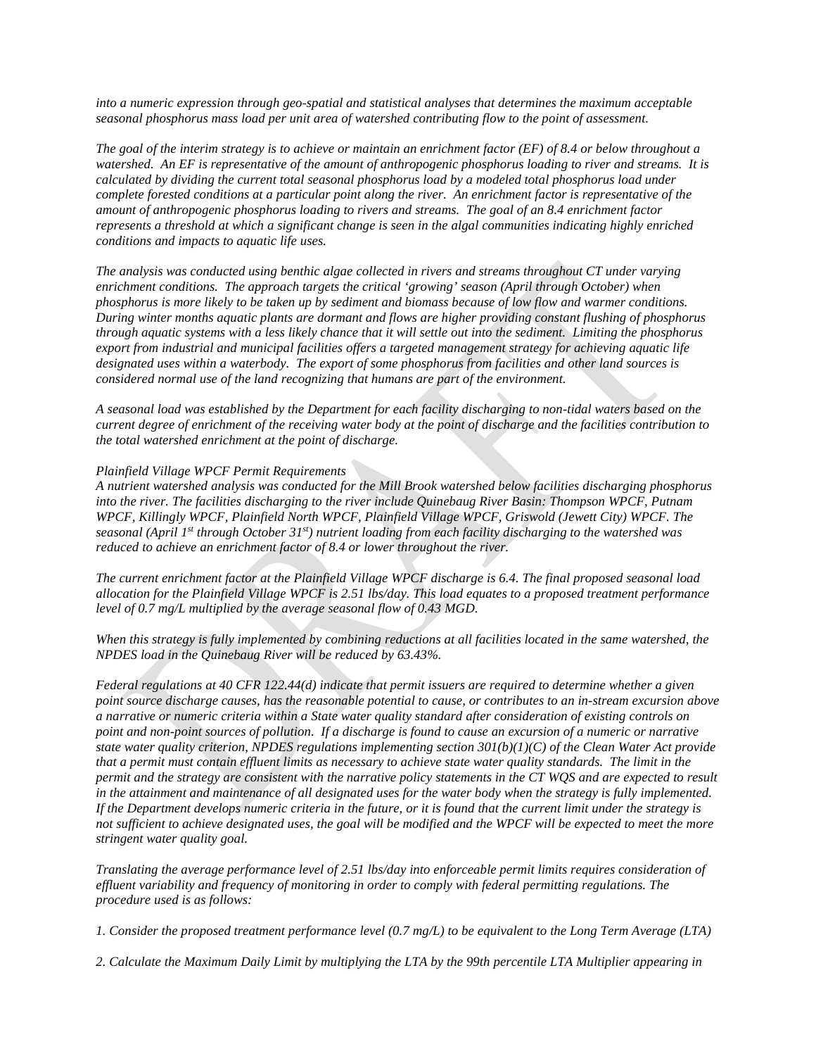*into a numeric expression through geo-spatial and statistical analyses that determines the maximum acceptable seasonal phosphorus mass load per unit area of watershed contributing flow to the point of assessment.*

*The goal of the interim strategy is to achieve or maintain an enrichment factor (EF) of 8.4 or below throughout a watershed. An EF is representative of the amount of anthropogenic phosphorus loading to river and streams. It is calculated by dividing the current total seasonal phosphorus load by a modeled total phosphorus load under complete forested conditions at a particular point along the river. An enrichment factor is representative of the amount of anthropogenic phosphorus loading to rivers and streams. The goal of an 8.4 enrichment factor represents a threshold at which a significant change is seen in the algal communities indicating highly enriched conditions and impacts to aquatic life uses.*

*The analysis was conducted using benthic algae collected in rivers and streams throughout CT under varying enrichment conditions. The approach targets the critical 'growing' season (April through October) when phosphorus is more likely to be taken up by sediment and biomass because of low flow and warmer conditions. During winter months aquatic plants are dormant and flows are higher providing constant flushing of phosphorus through aquatic systems with a less likely chance that it will settle out into the sediment. Limiting the phosphorus export from industrial and municipal facilities offers a targeted management strategy for achieving aquatic life designated uses within a waterbody. The export of some phosphorus from facilities and other land sources is considered normal use of the land recognizing that humans are part of the environment.*

*A seasonal load was established by the Department for each facility discharging to non-tidal waters based on the current degree of enrichment of the receiving water body at the point of discharge and the facilities contribution to the total watershed enrichment at the point of discharge.*

*Plainfield Village WPCF Permit Requirements*
*A nutrient watershed analysis was conducted for the Mill Brook watershed below facilities discharging phosphorus into the river. The facilities discharging to the river include Quinebaug River Basin: Thompson WPCF, Putnam WPCF, Killingly WPCF, Plainfield North WPCF, Plainfield Village WPCF, Griswold (Jewett City) WPCF. The seasonal (April 1st through October 31st) nutrient loading from each facility discharging to the watershed was reduced to achieve an enrichment factor of 8.4 or lower throughout the river.*

*The current enrichment factor at the Plainfield Village WPCF discharge is 6.4. The final proposed seasonal load allocation for the Plainfield Village WPCF is 2.51 lbs/day. This load equates to a proposed treatment performance level of 0.7 mg/L multiplied by the average seasonal flow of 0.43 MGD.*

*When this strategy is fully implemented by combining reductions at all facilities located in the same watershed, the NPDES load in the Quinebaug River will be reduced by 63.43%.*

*Federal regulations at 40 CFR 122.44(d) indicate that permit issuers are required to determine whether a given point source discharge causes, has the reasonable potential to cause, or contributes to an in-stream excursion above a narrative or numeric criteria within a State water quality standard after consideration of existing controls on point and non-point sources of pollution. If a discharge is found to cause an excursion of a numeric or narrative state water quality criterion, NPDES regulations implementing section 301(b)(1)(C) of the Clean Water Act provide that a permit must contain effluent limits as necessary to achieve state water quality standards. The limit in the permit and the strategy are consistent with the narrative policy statements in the CT WQS and are expected to result in the attainment and maintenance of all designated uses for the water body when the strategy is fully implemented. If the Department develops numeric criteria in the future, or it is found that the current limit under the strategy is not sufficient to achieve designated uses, the goal will be modified and the WPCF will be expected to meet the more stringent water quality goal.*

*Translating the average performance level of 2.51 lbs/day into enforceable permit limits requires consideration of effluent variability and frequency of monitoring in order to comply with federal permitting regulations. The procedure used is as follows:*

*1. Consider the proposed treatment performance level (0.7 mg/L) to be equivalent to the Long Term Average (LTA)*

*2. Calculate the Maximum Daily Limit by multiplying the LTA by the 99th percentile LTA Multiplier appearing in*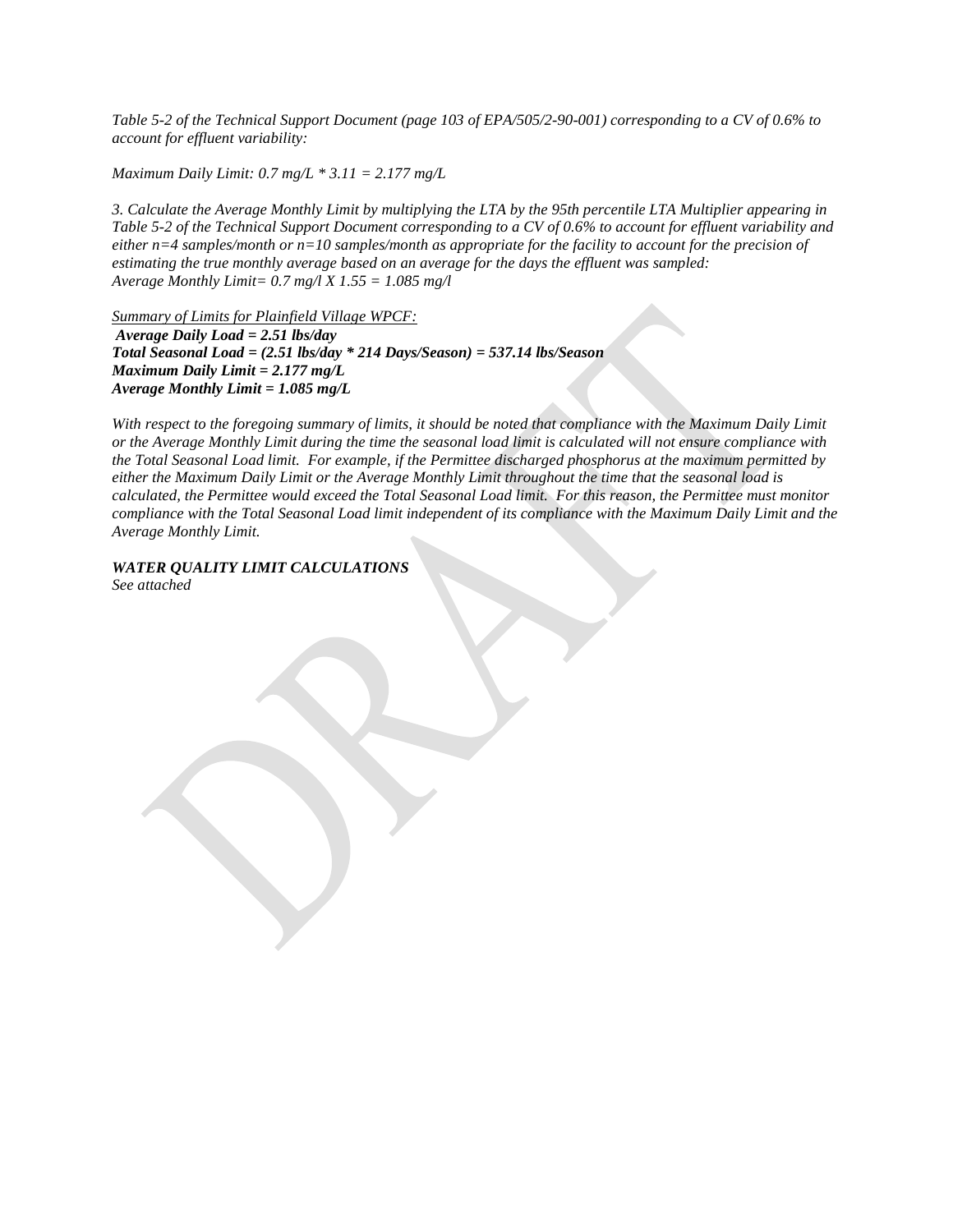*Table 5-2 of the Technical Support Document (page 103 of EPA/505/2-90-001) corresponding to a CV of 0.6% to account for effluent variability:*

*Maximum Daily Limit: 0.7 mg/L * 3.11 = 2.177 mg/L*

*3. Calculate the Average Monthly Limit by multiplying the LTA by the 95th percentile LTA Multiplier appearing in Table 5-2 of the Technical Support Document corresponding to a CV of 0.6% to account for effluent variability and either n=4 samples/month or n=10 samples/month as appropriate for the facility to account for the precision of estimating the true monthly average based on an average for the days the effluent was sampled:*
*Average Monthly Limit= 0.7 mg/l X 1.55 = 1.085 mg/l*

*Summary of Limits for Plainfield Village WPCF:*
***Average Daily Load = 2.51 lbs/day***
***Total Seasonal Load = (2.51 lbs/day * 214 Days/Season) = 537.14 lbs/Season***
***Maximum Daily Limit = 2.177 mg/L***
***Average Monthly Limit = 1.085 mg/L***

*With respect to the foregoing summary of limits, it should be noted that compliance with the Maximum Daily Limit or the Average Monthly Limit during the time the seasonal load limit is calculated will not ensure compliance with the Total Seasonal Load limit. For example, if the Permittee discharged phosphorus at the maximum permitted by either the Maximum Daily Limit or the Average Monthly Limit throughout the time that the seasonal load is calculated, the Permittee would exceed the Total Seasonal Load limit. For this reason, the Permittee must monitor compliance with the Total Seasonal Load limit independent of its compliance with the Maximum Daily Limit and the Average Monthly Limit.*

***WATER QUALITY LIMIT CALCULATIONS***
*See attached*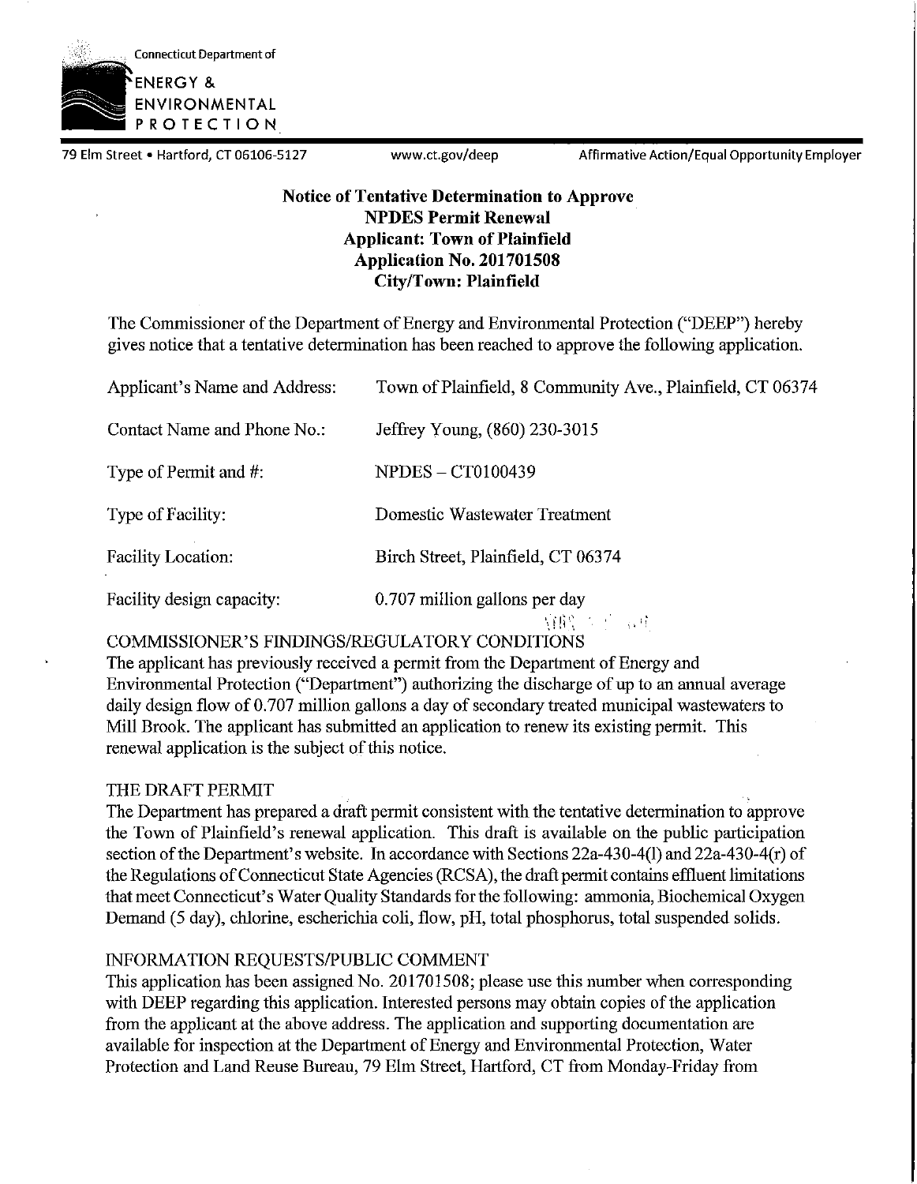Connecticut Department of
ENERGY & ENVIRONMENTAL PROTECTION

79 Elm Street • Hartford, CT 06106-5127 www.ct.gov/deep Affirmative Action/Equal Opportunity Employer

**Notice of Tentative Determination to Approve**
**NPDES Permit Renewal**
**Applicant: Town of Plainfield**
**Application No. 201701508**
**City/Town: Plainfield**

The Commissioner of the Department of Energy and Environmental Protection ("DEEP") hereby gives notice that a tentative determination has been reached to approve the following application.

| | |
|---|---|
| Applicant's Name and Address: | Town of Plainfield, 8 Community Ave., Plainfield, CT 06374 |
| Contact Name and Phone No.: | Jeffrey Young, (860) 230-3015 |
| Type of Permit and #: | NPDES – CT0100439 |
| Type of Facility: | Domestic Wastewater Treatment |
| Facility Location: | Birch Street, Plainfield, CT 06374 |
| Facility design capacity: | 0.707 million gallons per day |

COMMISSIONER'S FINDINGS/REGULATORY CONDITIONS

The applicant has previously received a permit from the Department of Energy and Environmental Protection ("Department") authorizing the discharge of up to an annual average daily design flow of 0.707 million gallons a day of secondary treated municipal wastewaters to Mill Brook. The applicant has submitted an application to renew its existing permit. This renewal application is the subject of this notice.

THE DRAFT PERMIT

The Department has prepared a draft permit consistent with the tentative determination to approve the Town of Plainfield's renewal application. This draft is available on the public participation section of the Department's website. In accordance with Sections 22a-430-4(l) and 22a-430-4(r) of the Regulations of Connecticut State Agencies (RCSA), the draft permit contains effluent limitations that meet Connecticut's Water Quality Standards for the following: ammonia, Biochemical Oxygen Demand (5 day), chlorine, escherichia coli, flow, pH, total phosphorus, total suspended solids.

INFORMATION REQUESTS/PUBLIC COMMENT

This application has been assigned No. 201701508; please use this number when corresponding with DEEP regarding this application. Interested persons may obtain copies of the application from the applicant at the above address. The application and supporting documentation are available for inspection at the Department of Energy and Environmental Protection, Water Protection and Land Reuse Bureau, 79 Elm Street, Hartford, CT from Monday-Friday from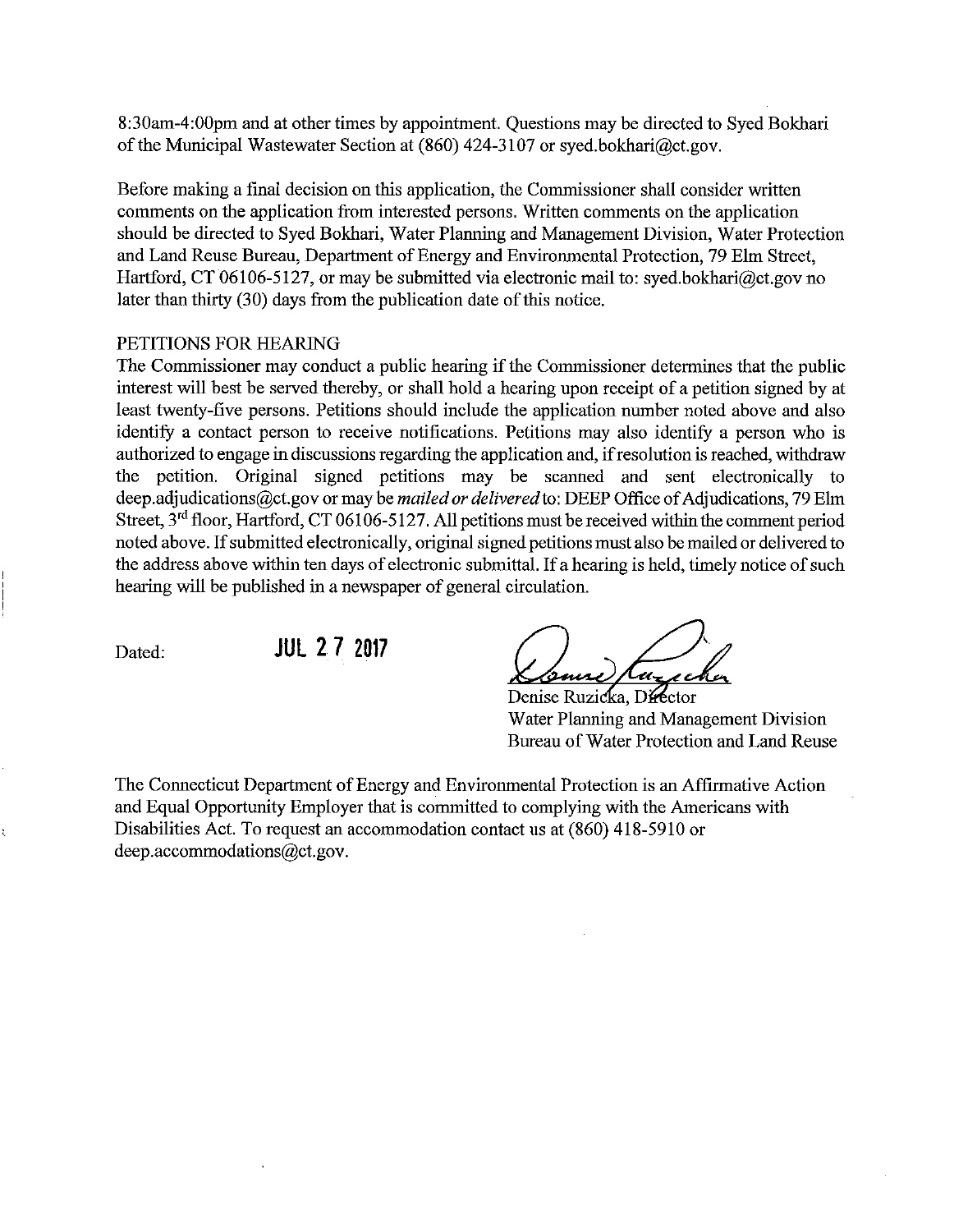8:30am-4:00pm and at other times by appointment. Questions may be directed to Syed Bokhari of the Municipal Wastewater Section at (860) 424-3107 or syed.bokhari@ct.gov.

Before making a final decision on this application, the Commissioner shall consider written comments on the application from interested persons. Written comments on the application should be directed to Syed Bokhari, Water Planning and Management Division, Water Protection and Land Reuse Bureau, Department of Energy and Environmental Protection, 79 Elm Street, Hartford, CT 06106-5127, or may be submitted via electronic mail to: syed.bokhari@ct.gov no later than thirty (30) days from the publication date of this notice.

PETITIONS FOR HEARING

The Commissioner may conduct a public hearing if the Commissioner determines that the public interest will best be served thereby, or shall hold a hearing upon receipt of a petition signed by at least twenty-five persons. Petitions should include the application number noted above and also identify a contact person to receive notifications. Petitions may also identify a person who is authorized to engage in discussions regarding the application and, if resolution is reached, withdraw the petition. Original signed petitions may be scanned and sent electronically to deep.adjudications@ct.gov or may be *mailed or delivered* to: DEEP Office of Adjudications, 79 Elm Street, 3rd floor, Hartford, CT 06106-5127. All petitions must be received within the comment period noted above. If submitted electronically, original signed petitions must also be mailed or delivered to the address above within ten days of electronic submittal. If a hearing is held, timely notice of such hearing will be published in a newspaper of general circulation.

Dated: **JUL 27 2017**

Denise Ruzicka, Director
Water Planning and Management Division
Bureau of Water Protection and Land Reuse

The Connecticut Department of Energy and Environmental Protection is an Affirmative Action and Equal Opportunity Employer that is committed to complying with the Americans with Disabilities Act. To request an accommodation contact us at (860) 418-5910 or deep.accommodations@ct.gov.